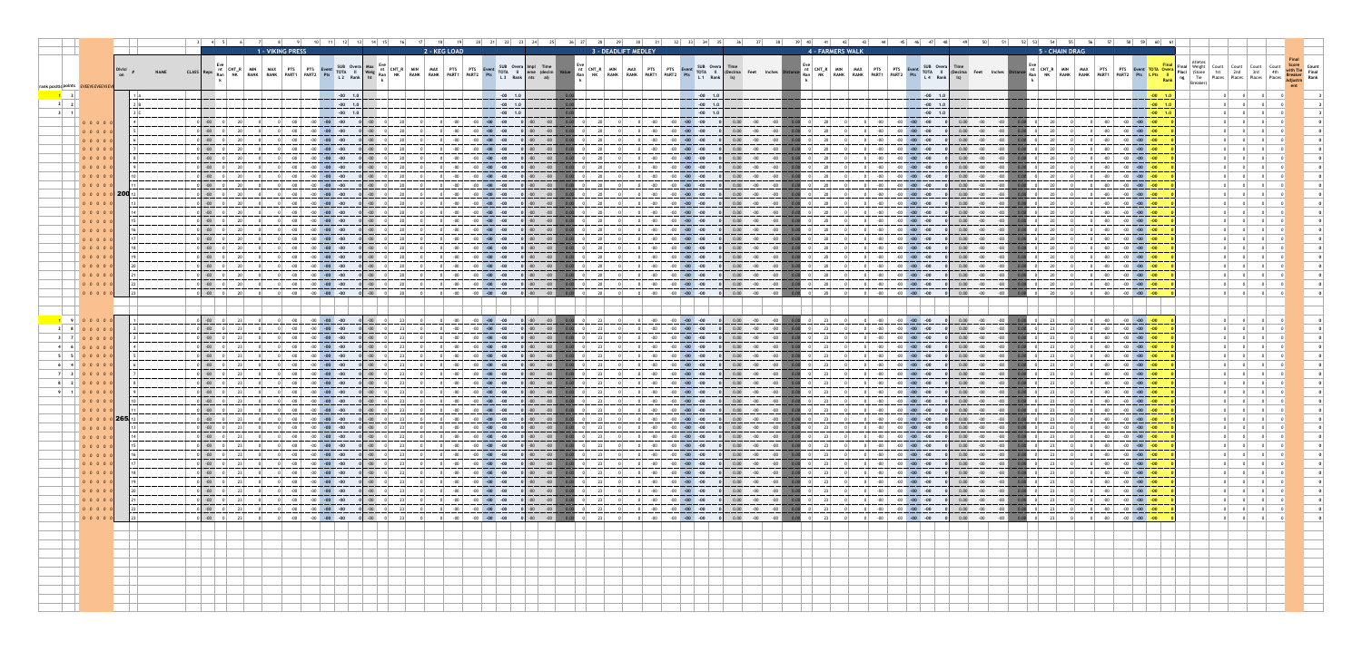| | | 1 - VIKING PRESS | 2 - KEG LOAD | 3 - DEADLIFT MEDLEY | 4 - FARMERS WALK | 5 - CHAIN DRAG | |
|---|---|---|---|---|---|---|---|
| Division | # NAME CLASS | Reps, Event CNT_RANK, MIN RANK, MAX RANK, PTS PART1, PTS PART2, Event Pts, SUB TOTAL, Overall Rank | Max Weight, Event CNT_RANK, MIN RANK, MAX RANK, PTS PART1, PTS PART2, Event Pts, SUB TOTAL, Overall Rank, Implement (decimal), Time | Value, Event CNT_RANK, MIN RANK, MAX RANK, PTS PART1, PTS PART2, Event Pts, SUB TOTAL, Overall Rank, Time (Decimal), Feet, Inches | Distance, Event CNT_RANK, MIN RANK, MAX RANK, PTS PART1, PTS PART2, Event Pts, SUB TOTAL, Overall Rank, Time (Decimal), Feet, Inches | Distance, Event CNT_RANK, MIN RANK, MAX RANK, PTS PART1, PTS PART2, Event Pts, TOTAL Pts, Overall Rank | Final Placing, Athletes Weight (Done Tie Breaker), Count 1st Places, Count 2nd Places, Count 3rd Places, Count 4th Places, Final Score with Tie Breaker Adjustment, Count Final Rank |
| 200 | | | | | | | |
| 265 | | | | | | | |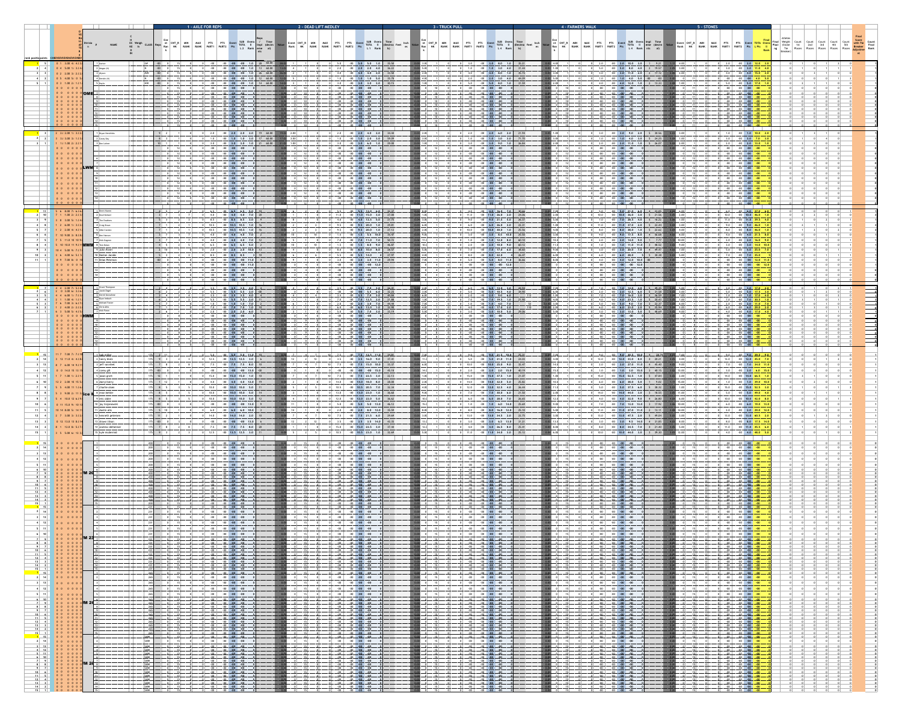1 - AXLE FOR REPS

2 - DEAD LIFT MEDLEY

3 - TRUCK PULL

4 - FARMERS WALK

5 - STONES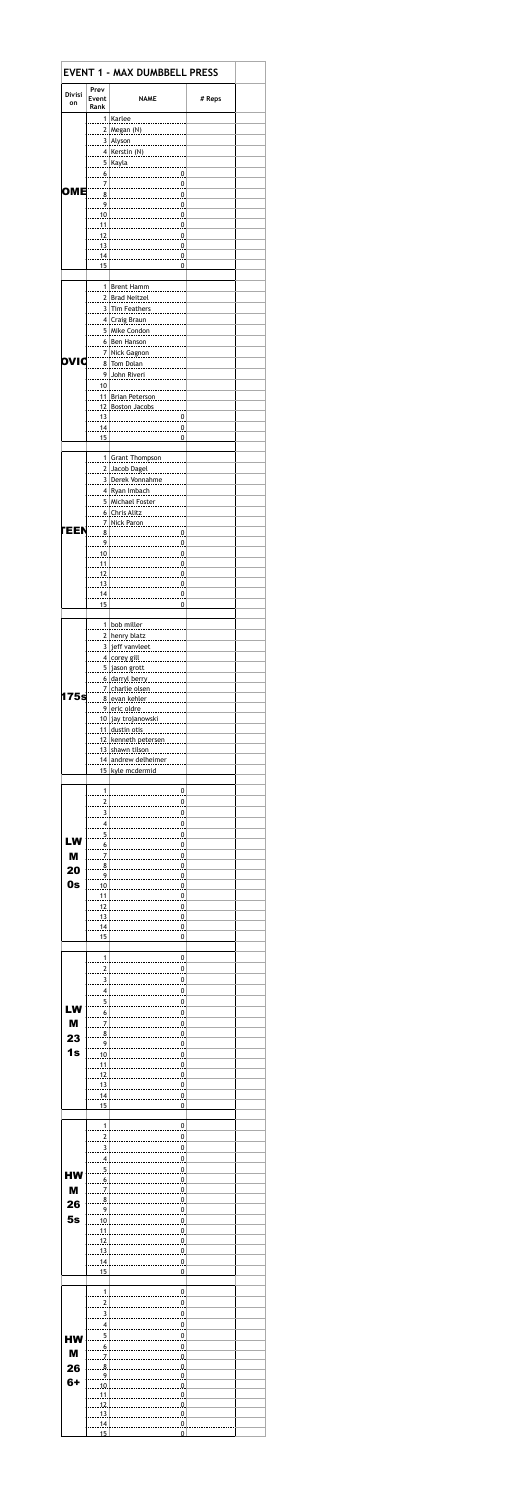# EVENT 1 - MAX DUMBBELL PRESS

| Division | Prev Event Rank | NAME | # Reps |
|---|---|---|---|
| OME | 1 | Karlee | |
| | 2 | Megan (N) | |
| | 3 | Alyson | |
| | 4 | Kerstin (N) | |
| | 5 | Kayla | |
| | 6 | 0 | |
| | 7 | 0 | |
| | 8 | 0 | |
| | 9 | 0 | |
| | 10 | 0 | |
| | 11 | 0 | |
| | 12 | 0 | |
| | 13 | 0 | |
| | 14 | 0 | |
| | 15 | 0 | |
| OVIC | 1 | Brent Hamm | |
| | 2 | Brad Neitzel | |
| | 3 | Tim Feathers | |
| | 4 | Craig Braun | |
| | 5 | Mike Condon | |
| | 6 | Ben Hanson | |
| | 7 | Nick Gagnon | |
| | 8 | Tom Dolan | |
| | 9 | John Riveri | |
| | 10 | | |
| | 11 | Brian Peterson | |
| | 12 | Boston Jacobs | |
| | 13 | 0 | |
| | 14 | 0 | |
| | 15 | 0 | |
| TEEN | 1 | Grant Thompson | |
| | 2 | Jacob Dagel | |
| | 3 | Derek Vonnahme | |
| | 4 | Ryan Imbach | |
| | 5 | Michael Foster | |
| | 6 | Chris Alitz | |
| | 7 | Nick Paron | |
| | 8 | 0 | |
| | 9 | 0 | |
| | 10 | 0 | |
| | 11 | 0 | |
| | 12 | 0 | |
| | 13 | 0 | |
| | 14 | 0 | |
| | 15 | 0 | |
| 175s | 1 | bob miller | |
| | 2 | henry blatz | |
| | 3 | jeff vanvleet | |
| | 4 | corey gill | |
| | 5 | jason grott | |
| | 6 | darryl berry | |
| | 7 | charlie olsen | |
| | 8 | evan kehler | |
| | 9 | eric eldre | |
| | 10 | jay trojanowski | |
| | 11 | dustin otis | |
| | 12 | kenneth petersen | |
| | 13 | shawn tilson | |
| | 14 | andrew delheimer | |
| | 15 | kyle mcdermid | |
| LW M 20 0s | 1 | 0 | |
| | 2 | 0 | |
| | 3 | 0 | |
| | 4 | 0 | |
| | 5 | 0 | |
| | 6 | 0 | |
| | 7 | 0 | |
| | 8 | 0 | |
| | 9 | 0 | |
| | 10 | 0 | |
| | 11 | 0 | |
| | 12 | 0 | |
| | 13 | 0 | |
| | 14 | 0 | |
| | 15 | 0 | |
| LW M 23 1s | 1 | 0 | |
| | 2 | 0 | |
| | 3 | 0 | |
| | 4 | 0 | |
| | 5 | 0 | |
| | 6 | 0 | |
| | 7 | 0 | |
| | 8 | 0 | |
| | 9 | 0 | |
| | 10 | 0 | |
| | 11 | 0 | |
| | 12 | 0 | |
| | 13 | 0 | |
| | 14 | 0 | |
| | 15 | 0 | |
| HW M 26 5s | 1 | 0 | |
| | 2 | 0 | |
| | 3 | 0 | |
| | 4 | 0 | |
| | 5 | 0 | |
| | 6 | 0 | |
| | 7 | 0 | |
| | 8 | 0 | |
| | 9 | 0 | |
| | 10 | 0 | |
| | 11 | 0 | |
| | 12 | 0 | |
| | 13 | 0 | |
| | 14 | 0 | |
| | 15 | 0 | |
| HW M 26 6+ | 1 | 0 | |
| | 2 | 0 | |
| | 3 | 0 | |
| | 4 | 0 | |
| | 5 | 0 | |
| | 6 | 0 | |
| | 7 | 0 | |
| | 8 | 0 | |
| | 9 | 0 | |
| | 10 | 0 | |
| | 11 | 0 | |
| | 12 | 0 | |
| | 13 | 0 | |
| | 14 | 0 | |
| | 15 | 0 | |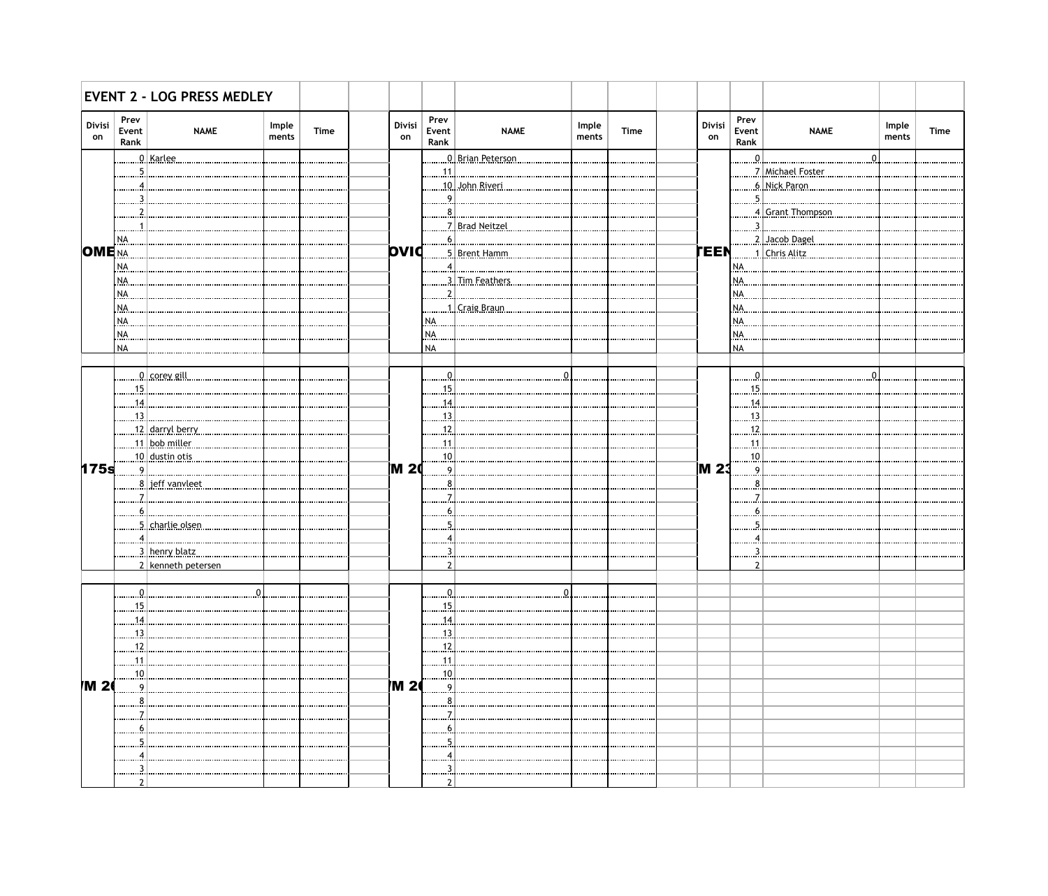# EVENT 2 - LOG PRESS MEDLEY

| Division | Prev Event Rank | NAME | Implements | Time |
|---|---|---|---|---|
| OME | 0 | Karlee | | |
| | 5 | | | |
| | 4 | | | |
| | 3 | | | |
| | 2 | | | |
| | 1 | | | |
| | NA | | | |
| | NA | | | |
| | NA | | | |
| | NA | | | |
| | NA | | | |
| | NA | | | |
| | NA | | | |
| | NA | | | |
| | NA | | | |

| Division | Prev Event Rank | NAME | Implements | Time |
|---|---|---|---|---|
| OVIC | 0 | Brian Peterson | | |
| | 11 | | | |
| | 10 | John Riveri | | |
| | 9 | | | |
| | 8 | | | |
| | 7 | Brad Neitzel | | |
| | 6 | | | |
| | 5 | Brent Hamm | | |
| | 4 | | | |
| | 3 | Tim Feathers | | |
| | 2 | | | |
| | 1 | Craig Braun | | |
| | NA | | | |
| | NA | | | |
| | NA | | | |

| Division | Prev Event Rank | NAME | Implements | Time |
|---|---|---|---|---|
| TEEN | 0 | 0 | | |
| | 7 | Michael Foster | | |
| | 6 | Nick Paron | | |
| | 5 | | | |
| | 4 | Grant Thompson | | |
| | 3 | | | |
| | 2 | Jacob Dagel | | |
| | 1 | Chris Alitz | | |
| | NA | | | |
| | NA | | | |
| | NA | | | |
| | NA | | | |
| | NA | | | |
| | NA | | | |
| | NA | | | |

| Division | Prev Event Rank | NAME | Implements | Time |
|---|---|---|---|---|
| 175s | 0 | corey gill | | |
| | 15 | | | |
| | 14 | | | |
| | 13 | | | |
| | 12 | darryl berry | | |
| | 11 | bob miller | | |
| | 10 | dustin otis | | |
| | 9 | | | |
| | 8 | jeff vanvleet | | |
| | 7 | | | |
| | 6 | | | |
| | 5 | charlie olsen | | |
| | 4 | | | |
| | 3 | henry blatz | | |
| | 2 | kenneth petersen | | |

| Division | Prev Event Rank | NAME | Implements | Time |
|---|---|---|---|---|
| M 2 | 0 | 0 | | |
| | 15 | | | |
| | 14 | | | |
| | 13 | | | |
| | 12 | | | |
| | 11 | | | |
| | 10 | | | |
| | 9 | | | |
| | 8 | | | |
| | 7 | | | |
| | 6 | | | |
| | 5 | | | |
| | 4 | | | |
| | 3 | | | |
| | 2 | | | |

| Division | Prev Event Rank | NAME | Implements | Time |
|---|---|---|---|---|
| M 23 | 0 | 0 | | |
| | 15 | | | |
| | 14 | | | |
| | 13 | | | |
| | 12 | | | |
| | 11 | | | |
| | 10 | | | |
| | 9 | | | |
| | 8 | | | |
| | 7 | | | |
| | 6 | | | |
| | 5 | | | |
| | 4 | | | |
| | 3 | | | |
| | 2 | | | |

| Division | Prev Event Rank | NAME | Implements | Time |
|---|---|---|---|---|
| M 2 | 0 | 0 | | |
| | 15 | | | |
| | 14 | | | |
| | 13 | | | |
| | 12 | | | |
| | 11 | | | |
| | 10 | | | |
| | 9 | | | |
| | 8 | | | |
| | 7 | | | |
| | 6 | | | |
| | 5 | | | |
| | 4 | | | |
| | 3 | | | |
| | 2 | | | |

| Division | Prev Event Rank | NAME | Implements | Time |
|---|---|---|---|---|
| M 2 | 0 | 0 | | |
| | 15 | | | |
| | 14 | | | |
| | 13 | | | |
| | 12 | | | |
| | 11 | | | |
| | 10 | | | |
| | 9 | | | |
| | 8 | | | |
| | 7 | | | |
| | 6 | | | |
| | 5 | | | |
| | 4 | | | |
| | 3 | | | |
| | 2 | | | |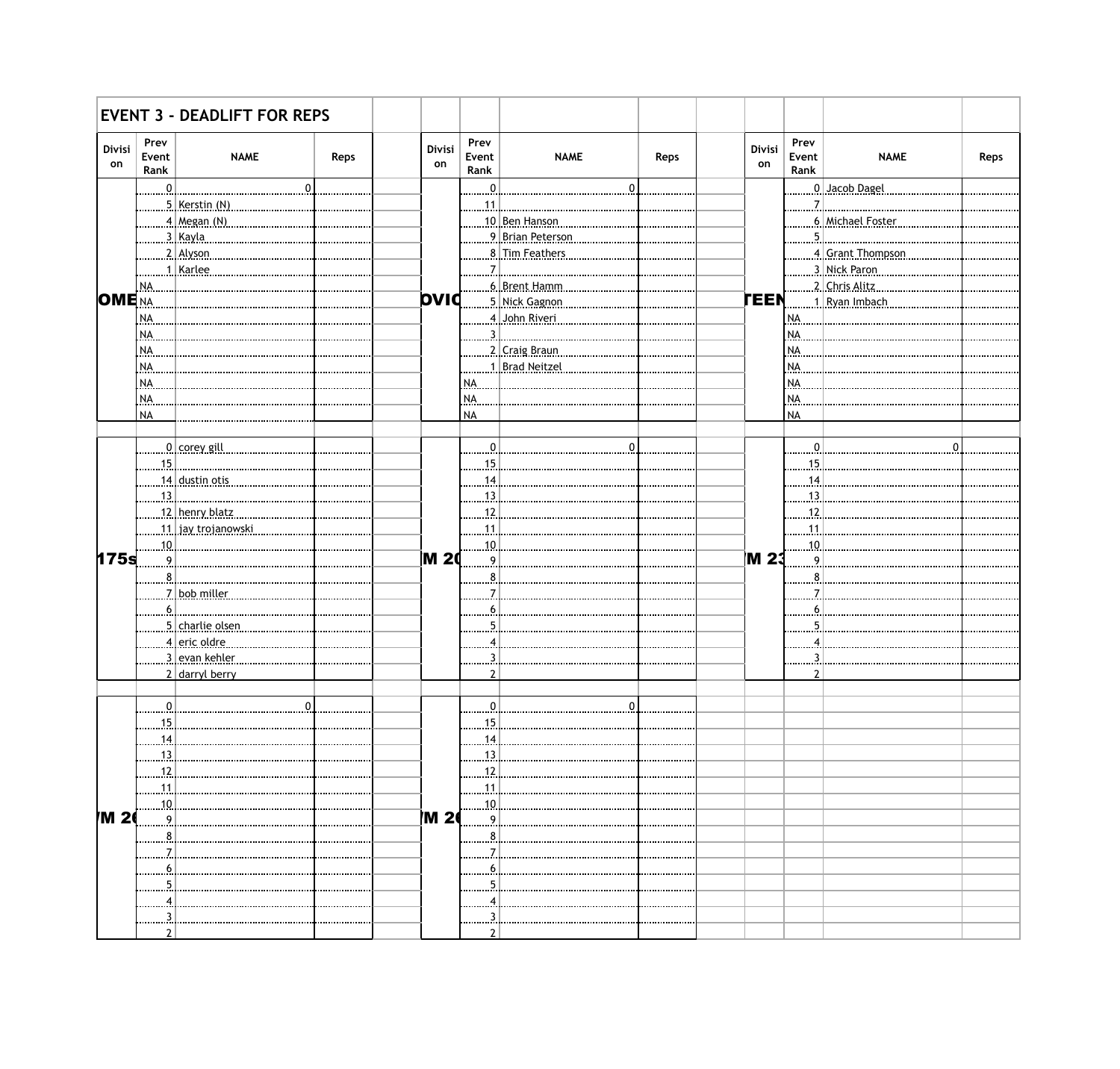# EVENT 3 - DEADLIFT FOR REPS

| Division | Prev Event Rank | NAME | Reps |
|---|---|---|---|
| OME | 0 | 0 | |
| | 5 | Kerstin (N) | |
| | 4 | Megan (N) | |
| | 3 | Kayla | |
| | 2 | Alyson | |
| | 1 | Karlee | |
| | NA | | |
| | NA | | |
| | NA | | |
| | NA | | |
| | NA | | |
| | NA | | |
| | NA | | |
| | NA | | |
| | NA | | |

| Division | Prev Event Rank | NAME | Reps |
|---|---|---|---|
| OVIC | 0 | 0 | |
| | 11 | | |
| | 10 | Ben Hanson | |
| | 9 | Brian Peterson | |
| | 8 | Tim Feathers | |
| | 7 | | |
| | 6 | Brent Hamm | |
| | 5 | Nick Gagnon | |
| | 4 | John Riveri | |
| | 3 | | |
| | 2 | Craig Braun | |
| | 1 | Brad Neitzel | |
| | NA | | |
| | NA | | |
| | NA | | |

| Division | Prev Event Rank | NAME | Reps |
|---|---|---|---|
| TEEN | 0 | Jacob Dagel | |
| | 7 | | |
| | 6 | Michael Foster | |
| | 5 | | |
| | 4 | Grant Thompson | |
| | 3 | Nick Paron | |
| | 2 | Chris Alitz | |
| | 1 | Ryan Imbach | |
| | NA | | |
| | NA | | |
| | NA | | |
| | NA | | |
| | NA | | |
| | NA | | |
| | NA | | |

| Division | Prev Event Rank | NAME | Reps |
|---|---|---|---|
| 175s | 0 | corey gill | |
| | 15 | | |
| | 14 | dustin otis | |
| | 13 | | |
| | 12 | henry blatz | |
| | 11 | jay trojanowski | |
| | 10 | | |
| | 9 | | |
| | 8 | | |
| | 7 | bob miller | |
| | 6 | | |
| | 5 | charlie olsen | |
| | 4 | eric oldre | |
| | 3 | evan kehler | |
| | 2 | darryl berry | |

| Division | Prev Event Rank | NAME | Reps |
|---|---|---|---|
| M 20 | 0 | 0 | |
| | 15 | | |
| | 14 | | |
| | 13 | | |
| | 12 | | |
| | 11 | | |
| | 10 | | |
| | 9 | | |
| | 8 | | |
| | 7 | | |
| | 6 | | |
| | 5 | | |
| | 4 | | |
| | 3 | | |
| | 2 | | |

| Division | Prev Event Rank | NAME | Reps |
|---|---|---|---|
| M 23 | 0 | 0 | |
| | 15 | | |
| | 14 | | |
| | 13 | | |
| | 12 | | |
| | 11 | | |
| | 10 | | |
| | 9 | | |
| | 8 | | |
| | 7 | | |
| | 6 | | |
| | 5 | | |
| | 4 | | |
| | 3 | | |
| | 2 | | |

| Division | Prev Event Rank | NAME | Reps |
|---|---|---|---|
| M 20 | 0 | 0 | |
| | 15 | | |
| | 14 | | |
| | 13 | | |
| | 12 | | |
| | 11 | | |
| | 10 | | |
| | 9 | | |
| | 8 | | |
| | 7 | | |
| | 6 | | |
| | 5 | | |
| | 4 | | |
| | 3 | | |
| | 2 | | |

| Division | Prev Event Rank | NAME | Reps |
|---|---|---|---|
| M 20 | 0 | 0 | |
| | 15 | | |
| | 14 | | |
| | 13 | | |
| | 12 | | |
| | 11 | | |
| | 10 | | |
| | 9 | | |
| | 8 | | |
| | 7 | | |
| | 6 | | |
| | 5 | | |
| | 4 | | |
| | 3 | | |
| | 2 | | |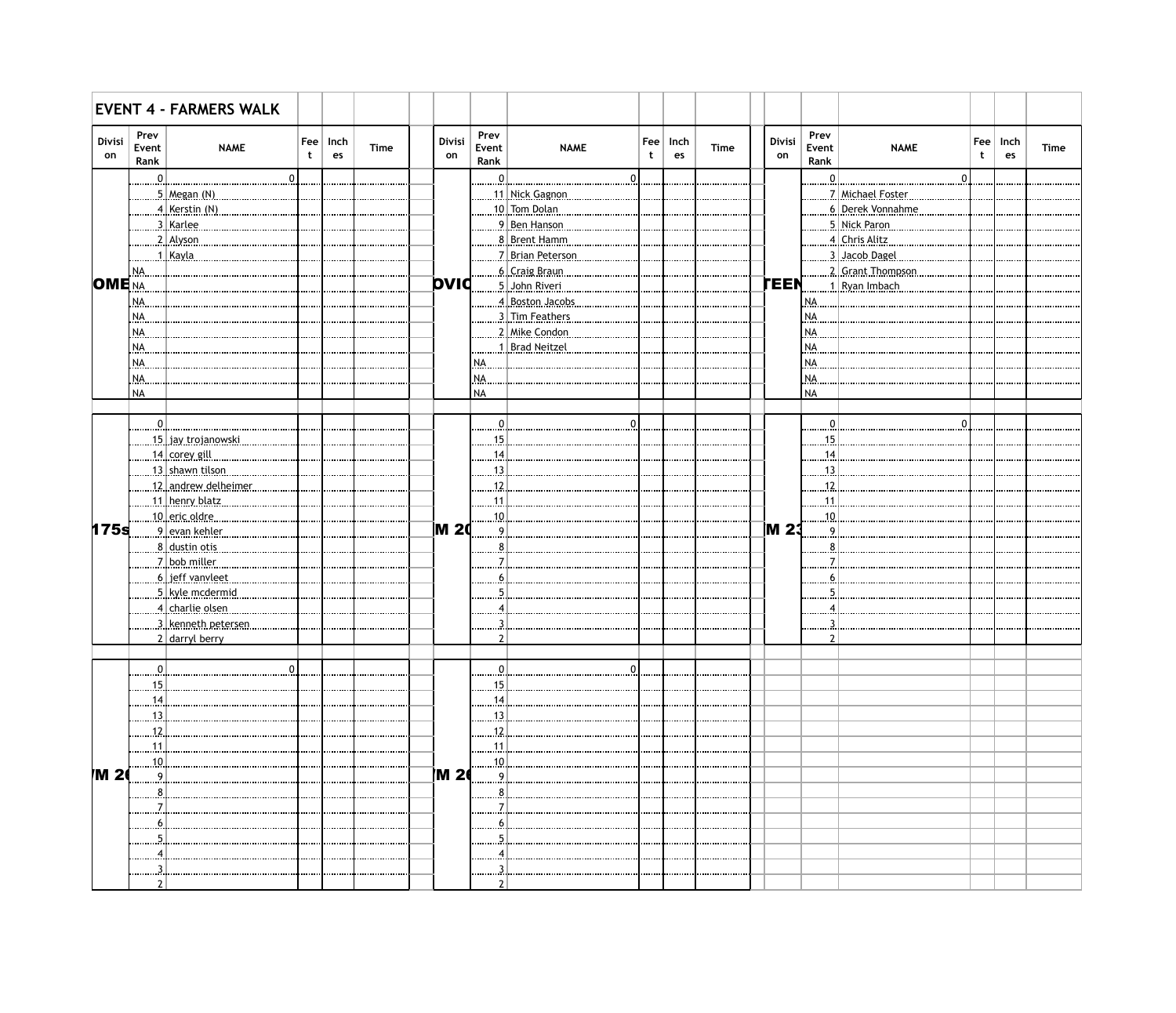## EVENT 4 - FARMERS WALK

| Division | Prev Event Rank | NAME | Feet | Inches | Time |
|---|---|---|---|---|---|
| OME | 0 | 0 | | | |
| | 5 | Megan (N) | | | |
| | 4 | Kerstin (N) | | | |
| | 3 | Karlee | | | |
| | 2 | Alyson | | | |
| | 1 | Kayla | | | |
| | NA | | | | |
| | NA | | | | |
| | NA | | | | |
| | NA | | | | |
| | NA | | | | |
| | NA | | | | |
| | NA | | | | |
| | NA | | | | |
| | NA | | | | |

| Division | Prev Event Rank | NAME | Feet | Inches | Time |
|---|---|---|---|---|---|
| OVIC | 0 | 0 | | | |
| | 11 | Nick Gagnon | | | |
| | 10 | Tom Dolan | | | |
| | 9 | Ben Hanson | | | |
| | 8 | Brent Hamm | | | |
| | 7 | Brian Peterson | | | |
| | 6 | Craig Braun | | | |
| | 5 | John Riveri | | | |
| | 4 | Boston Jacobs | | | |
| | 3 | Tim Feathers | | | |
| | 2 | Mike Condon | | | |
| | 1 | Brad Neitzel | | | |
| | NA | | | | |
| | NA | | | | |
| | NA | | | | |

| Division | Prev Event Rank | NAME | Feet | Inches | Time |
|---|---|---|---|---|---|
| TEEN | 0 | 0 | | | |
| | 7 | Michael Foster | | | |
| | 6 | Derek Vonnahme | | | |
| | 5 | Nick Paron | | | |
| | 4 | Chris Alitz | | | |
| | 3 | Jacob Dagel | | | |
| | 2 | Grant Thompson | | | |
| | 1 | Ryan Imbach | | | |
| | NA | | | | |
| | NA | | | | |
| | NA | | | | |
| | NA | | | | |
| | NA | | | | |
| | NA | | | | |
| | NA | | | | |

| Division | Prev Event Rank | NAME | Feet | Inches | Time |
|---|---|---|---|---|---|
| 175s | 0 | | | | |
| | 15 | jay trojanowski | | | |
| | 14 | corey gill | | | |
| | 13 | shawn tilson | | | |
| | 12 | andrew delheimer | | | |
| | 11 | henry blatz | | | |
| | 10 | eric oldre | | | |
| | 9 | evan kehler | | | |
| | 8 | dustin otis | | | |
| | 7 | bob miller | | | |
| | 6 | jeff vanvleet | | | |
| | 5 | kyle mcdermid | | | |
| | 4 | charlie olsen | | | |
| | 3 | kenneth petersen | | | |
| | 2 | darryl berry | | | |

| Division | Prev Event Rank | NAME | Feet | Inches | Time |
|---|---|---|---|---|---|
| M 20 | 0 | 0 | | | |
| | 15 | | | | |
| | 14 | | | | |
| | 13 | | | | |
| | 12 | | | | |
| | 11 | | | | |
| | 10 | | | | |
| | 9 | | | | |
| | 8 | | | | |
| | 7 | | | | |
| | 6 | | | | |
| | 5 | | | | |
| | 4 | | | | |
| | 3 | | | | |
| | 2 | | | | |

| Division | Prev Event Rank | NAME | Feet | Inches | Time |
|---|---|---|---|---|---|
| M 23 | 0 | 0 | | | |
| | 15 | | | | |
| | 14 | | | | |
| | 13 | | | | |
| | 12 | | | | |
| | 11 | | | | |
| | 10 | | | | |
| | 9 | | | | |
| | 8 | | | | |
| | 7 | | | | |
| | 6 | | | | |
| | 5 | | | | |
| | 4 | | | | |
| | 3 | | | | |
| | 2 | | | | |

| Division | Prev Event Rank | NAME | Feet | Inches | Time |
|---|---|---|---|---|---|
| M 20 | 0 | 0 | | | |
| | 15 | | | | |
| | 14 | | | | |
| | 13 | | | | |
| | 12 | | | | |
| | 11 | | | | |
| | 10 | | | | |
| | 9 | | | | |
| | 8 | | | | |
| | 7 | | | | |
| | 6 | | | | |
| | 5 | | | | |
| | 4 | | | | |
| | 3 | | | | |
| | 2 | | | | |

| Division | Prev Event Rank | NAME | Feet | Inches | Time |
|---|---|---|---|---|---|
| M 20 | 0 | 0 | | | |
| | 15 | | | | |
| | 14 | | | | |
| | 13 | | | | |
| | 12 | | | | |
| | 11 | | | | |
| | 10 | | | | |
| | 9 | | | | |
| | 8 | | | | |
| | 7 | | | | |
| | 6 | | | | |
| | 5 | | | | |
| | 4 | | | | |
| | 3 | | | | |
| | 2 | | | | |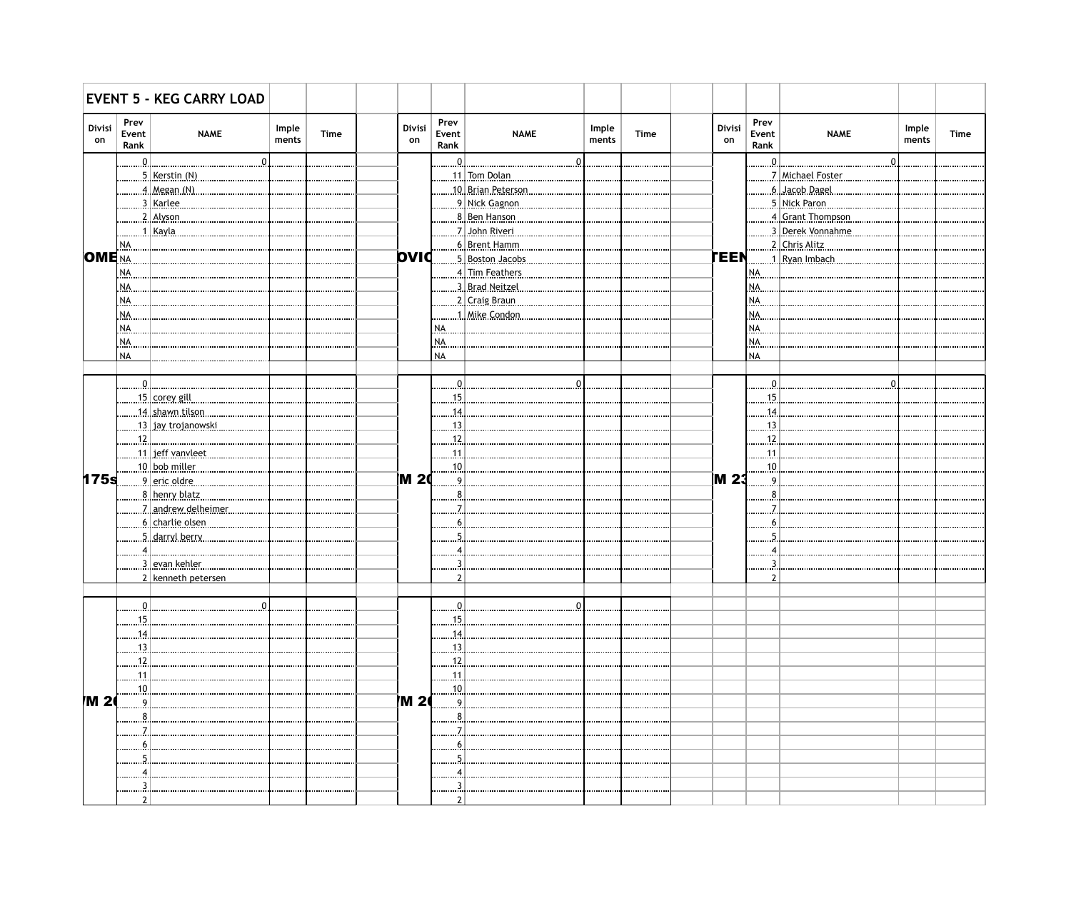# EVENT 5 - KEG CARRY LOAD

| Division | Prev Event Rank | NAME | Implements | Time |
|---|---|---|---|---|
| OME | 0 | 0 | | |
| | 5 | Kerstin (N) | | |
| | 4 | Megan (N) | | |
| | 3 | Karlee | | |
| | 2 | Alyson | | |
| | 1 | Kayla | | |
| | NA | | | |
| | NA | | | |
| | NA | | | |
| | NA | | | |
| | NA | | | |
| | NA | | | |
| | NA | | | |
| | NA | | | |
| | NA | | | |

| Division | Prev Event Rank | NAME | Implements | Time |
|---|---|---|---|---|
| OVIC | 0 | 0 | | |
| | 11 | Tom Dolan | | |
| | 10 | Brian Peterson | | |
| | 9 | Nick Gagnon | | |
| | 8 | Ben Hanson | | |
| | 7 | John Riveri | | |
| | 6 | Brent Hamm | | |
| | 5 | Boston Jacobs | | |
| | 4 | Tim Feathers | | |
| | 3 | Brad Neitzel | | |
| | 2 | Craig Braun | | |
| | 1 | Mike Condon | | |
| | NA | | | |
| | NA | | | |
| | NA | | | |

| Division | Prev Event Rank | NAME | Implements | Time |
|---|---|---|---|---|
| TEEN | 0 | 0 | | |
| | 7 | Michael Foster | | |
| | 6 | Jacob Dagel | | |
| | 5 | Nick Paron | | |
| | 4 | Grant Thompson | | |
| | 3 | Derek Vonnahme | | |
| | 2 | Chris Alitz | | |
| | 1 | Ryan Imbach | | |
| | NA | | | |
| | NA | | | |
| | NA | | | |
| | NA | | | |
| | NA | | | |
| | NA | | | |
| | NA | | | |

| Division | Prev Event Rank | NAME | Implements | Time |
|---|---|---|---|---|
| 175s | 0 | | | |
| | 15 | corey gill | | |
| | 14 | shawn tilson | | |
| | 13 | jay trojanowski | | |
| | 12 | | | |
| | 11 | jeff vanvleet | | |
| | 10 | bob miller | | |
| | 9 | eric oldre | | |
| | 8 | henry blatz | | |
| | 7 | andrew delheimer | | |
| | 6 | charlie olsen | | |
| | 5 | darryl berry | | |
| | 4 | | | |
| | 3 | evan kehler | | |
| | 2 | kenneth petersen | | |

| Division | Prev Event Rank | NAME | Implements | Time |
|---|---|---|---|---|
| M 20 | 0 | 0 | | |
| | 15 | | | |
| | 14 | | | |
| | 13 | | | |
| | 12 | | | |
| | 11 | | | |
| | 10 | | | |
| | 9 | | | |
| | 8 | | | |
| | 7 | | | |
| | 6 | | | |
| | 5 | | | |
| | 4 | | | |
| | 3 | | | |
| | 2 | | | |

| Division | Prev Event Rank | NAME | Implements | Time |
|---|---|---|---|---|
| M 23 | 0 | 0 | | |
| | 15 | | | |
| | 14 | | | |
| | 13 | | | |
| | 12 | | | |
| | 11 | | | |
| | 10 | | | |
| | 9 | | | |
| | 8 | | | |
| | 7 | | | |
| | 6 | | | |
| | 5 | | | |
| | 4 | | | |
| | 3 | | | |
| | 2 | | | |

| Division | Prev Event Rank | NAME | Implements | Time |
|---|---|---|---|---|
| /M 20 | 0 | 0 | | |
| | 15 | | | |
| | 14 | | | |
| | 13 | | | |
| | 12 | | | |
| | 11 | | | |
| | 10 | | | |
| | 9 | | | |
| | 8 | | | |
| | 7 | | | |
| | 6 | | | |
| | 5 | | | |
| | 4 | | | |
| | 3 | | | |
| | 2 | | | |

| Division | Prev Event Rank | NAME | Implements | Time |
|---|---|---|---|---|
| /M 20 | 0 | 0 | | |
| | 15 | | | |
| | 14 | | | |
| | 13 | | | |
| | 12 | | | |
| | 11 | | | |
| | 10 | | | |
| | 9 | | | |
| | 8 | | | |
| | 7 | | | |
| | 6 | | | |
| | 5 | | | |
| | 4 | | | |
| | 3 | | | |
| | 2 | | | |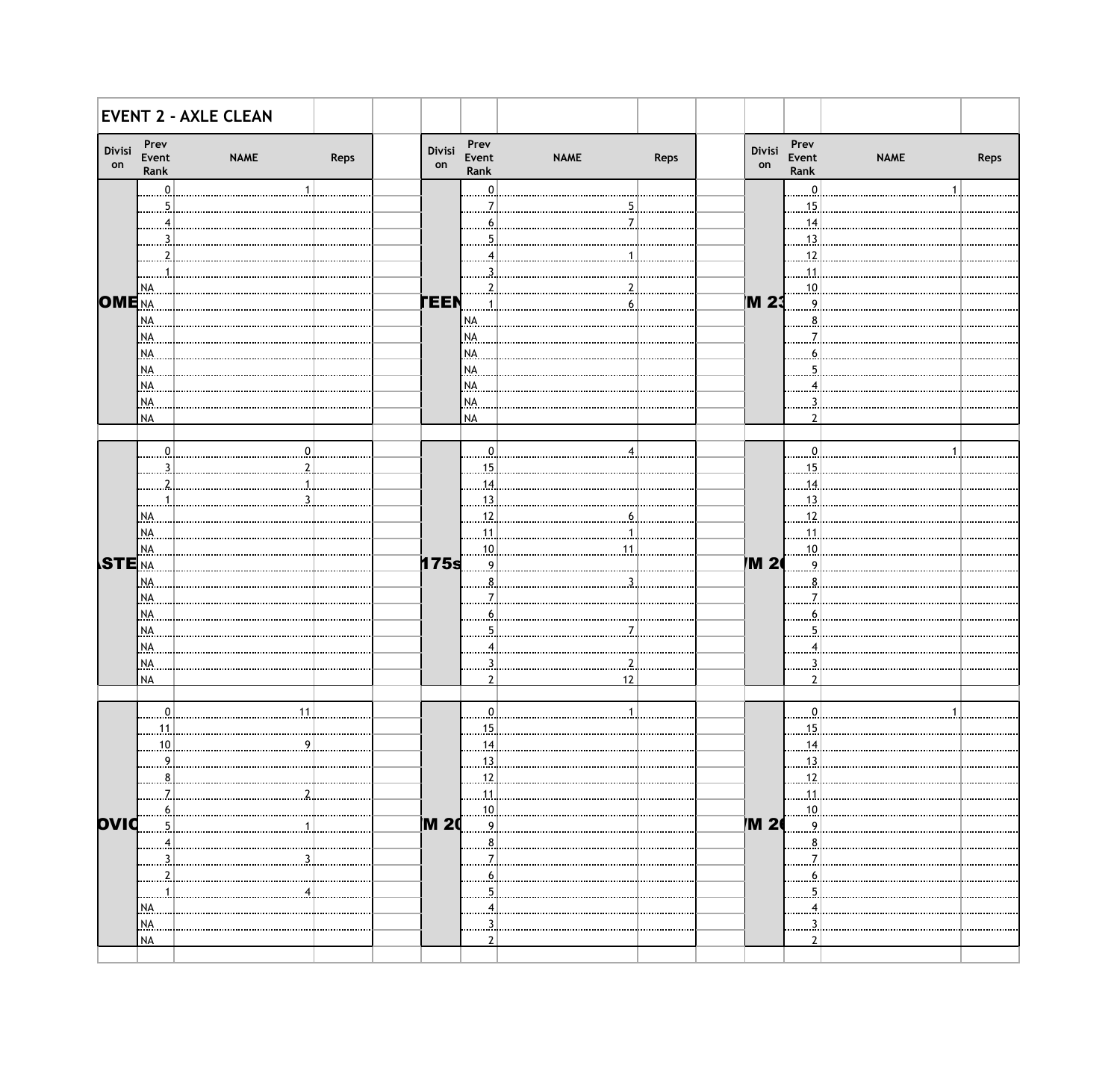## EVENT 2 - AXLE CLEAN

| Division | Prev Event Rank | NAME | Reps |
|---|---|---|---|
| OME | 0 | 1 | |
| | 5 | | |
| | 4 | | |
| | 3 | | |
| | 2 | | |
| | 1 | | |
| | NA | | |
| | NA | | |
| | NA | | |
| | NA | | |
| | NA | | |
| | NA | | |
| | NA | | |
| | NA | | |
| | NA | | |

| Division | Prev Event Rank | NAME | Reps |
|---|---|---|---|
| TEEN | 0 | | |
| | 7 | 5 | |
| | 6 | 7 | |
| | 5 | | |
| | 4 | 1 | |
| | 3 | | |
| | 2 | 2 | |
| | 1 | 6 | |
| | NA | | |
| | NA | | |
| | NA | | |
| | NA | | |
| | NA | | |
| | NA | | |
| | NA | | |

| Division | Prev Event Rank | NAME | Reps |
|---|---|---|---|
| M 23 | 0 | 1 | |
| | 15 | | |
| | 14 | | |
| | 13 | | |
| | 12 | | |
| | 11 | | |
| | 10 | | |
| | 9 | | |
| | 8 | | |
| | 7 | | |
| | 6 | | |
| | 5 | | |
| | 4 | | |
| | 3 | | |
| | 2 | | |

| Division | Prev Event Rank | NAME | Reps |
|---|---|---|---|
| STE | 0 | 0 | |
| | 3 | 2 | |
| | 2 | 1 | |
| | 1 | 3 | |
| | NA | | |
| | NA | | |
| | NA | | |
| | NA | | |
| | NA | | |
| | NA | | |
| | NA | | |
| | NA | | |
| | NA | | |
| | NA | | |
| | NA | | |

| Division | Prev Event Rank | NAME | Reps |
|---|---|---|---|
| 175s | 0 | 4 | |
| | 15 | | |
| | 14 | | |
| | 13 | | |
| | 12 | 6 | |
| | 11 | 1 | |
| | 10 | 11 | |
| | 9 | | |
| | 8 | 3 | |
| | 7 | | |
| | 6 | | |
| | 5 | 7 | |
| | 4 | | |
| | 3 | 2 | |
| | 2 | 12 | |

| Division | Prev Event Rank | NAME | Reps |
|---|---|---|---|
| M 2 | 0 | 1 | |
| | 15 | | |
| | 14 | | |
| | 13 | | |
| | 12 | | |
| | 11 | | |
| | 10 | | |
| | 9 | | |
| | 8 | | |
| | 7 | | |
| | 6 | | |
| | 5 | | |
| | 4 | | |
| | 3 | | |
| | 2 | | |

| Division | Prev Event Rank | NAME | Reps |
|---|---|---|---|
| OVIC | 0 | 11 | |
| | 11 | | |
| | 10 | 9 | |
| | 9 | | |
| | 8 | | |
| | 7 | 2 | |
| | 6 | | |
| | 5 | 1 | |
| | 4 | | |
| | 3 | 3 | |
| | 2 | | |
| | 1 | 4 | |
| | NA | | |
| | NA | | |
| | NA | | |

| Division | Prev Event Rank | NAME | Reps |
|---|---|---|---|
| M 2 | 0 | 1 | |
| | 15 | | |
| | 14 | | |
| | 13 | | |
| | 12 | | |
| | 11 | | |
| | 10 | | |
| | 9 | | |
| | 8 | | |
| | 7 | | |
| | 6 | | |
| | 5 | | |
| | 4 | | |
| | 3 | | |
| | 2 | | |

| Division | Prev Event Rank | NAME | Reps |
|---|---|---|---|
| M 2 | 0 | 1 | |
| | 15 | | |
| | 14 | | |
| | 13 | | |
| | 12 | | |
| | 11 | | |
| | 10 | | |
| | 9 | | |
| | 8 | | |
| | 7 | | |
| | 6 | | |
| | 5 | | |
| | 4 | | |
| | 3 | | |
| | 2 | | |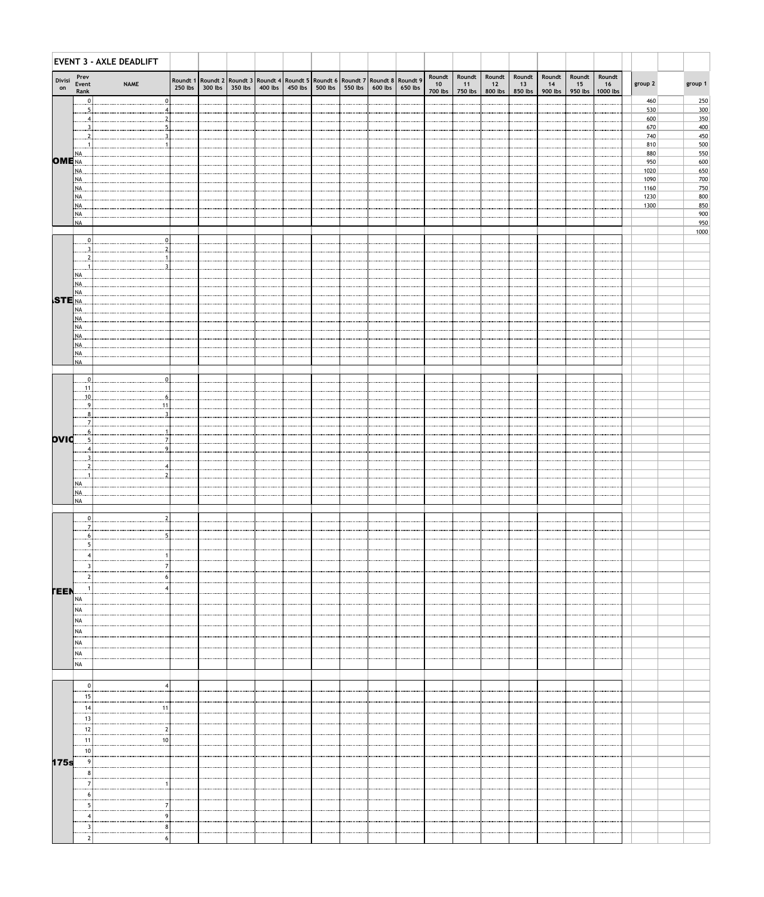## EVENT 3 - AXLE DEADLIFT

| Division | Prev Event Rank | NAME | Roundt 1 250 lbs | Roundt 2 300 lbs | Roundt 3 350 lbs | Roundt 4 400 lbs | Roundt 5 450 lbs | Roundt 6 500 lbs | Roundt 7 550 lbs | Roundt 8 600 lbs | Roundt 9 650 lbs | Roundt 10 700 lbs | Roundt 11 750 lbs | Roundt 12 800 lbs | Roundt 13 850 lbs | Roundt 14 900 lbs | Roundt 15 950 lbs | Roundt 16 1000 lbs | group 2 | group 1 |
|---|---|---|---|---|---|---|---|---|---|---|---|---|---|---|---|---|---|---|---|---|
| OME | 0 | 0 | | | | | | | | | | | | | | | | | 460 | 250 |
| | 5 | 4 | | | | | | | | | | | | | | | | | 530 | 300 |
| | 4 | 2 | | | | | | | | | | | | | | | | | 600 | 350 |
| | 3 | 5 | | | | | | | | | | | | | | | | | 670 | 400 |
| | 2 | 3 | | | | | | | | | | | | | | | | | 740 | 450 |
| | 1 | 1 | | | | | | | | | | | | | | | | | 810 | 500 |
| | NA | | | | | | | | | | | | | | | | | | 880 | 550 |
| | NA | | | | | | | | | | | | | | | | | | 950 | 600 |
| | NA | | | | | | | | | | | | | | | | | | 1020 | 650 |
| | NA | | | | | | | | | | | | | | | | | | 1090 | 700 |
| | NA | | | | | | | | | | | | | | | | | | 1160 | 750 |
| | NA | | | | | | | | | | | | | | | | | | 1230 | 800 |
| | NA | | | | | | | | | | | | | | | | | | 1300 | 850 |
| | NA | | | | | | | | | | | | | | | | | | | 900 |
| | NA | | | | | | | | | | | | | | | | | | | 950 |
| | | | | | | | | | | | | | | | | | | | | 1000 |
| ASTE | 0 | 0 | | | | | | | | | | | | | | | | | | |
| | 3 | 2 | | | | | | | | | | | | | | | | | | |
| | 2 | 1 | | | | | | | | | | | | | | | | | | |
| | 1 | 3 | | | | | | | | | | | | | | | | | | |
| | NA | | | | | | | | | | | | | | | | | | | |
| | NA | | | | | | | | | | | | | | | | | | | |
| | NA | | | | | | | | | | | | | | | | | | | |
| | NA | | | | | | | | | | | | | | | | | | | |
| | NA | | | | | | | | | | | | | | | | | | | |
| | NA | | | | | | | | | | | | | | | | | | | |
| | NA | | | | | | | | | | | | | | | | | | | |
| | NA | | | | | | | | | | | | | | | | | | | |
| | NA | | | | | | | | | | | | | | | | | | | |
| | NA | | | | | | | | | | | | | | | | | | | |
| | NA | | | | | | | | | | | | | | | | | | | |
| OVIC | 0 | 0 | | | | | | | | | | | | | | | | | | |
| | 11 | | | | | | | | | | | | | | | | | | | |
| | 10 | 6 | | | | | | | | | | | | | | | | | | |
| | 9 | 11 | | | | | | | | | | | | | | | | | | |
| | 8 | 3 | | | | | | | | | | | | | | | | | | |
| | 7 | | | | | | | | | | | | | | | | | | | |
| | 6 | 1 | | | | | | | | | | | | | | | | | | |
| | 5 | 7 | | | | | | | | | | | | | | | | | | |
| | 4 | 9 | | | | | | | | | | | | | | | | | | |
| | 3 | | | | | | | | | | | | | | | | | | | |
| | 2 | 4 | | | | | | | | | | | | | | | | | | |
| | 1 | 2 | | | | | | | | | | | | | | | | | | |
| | NA | | | | | | | | | | | | | | | | | | | |
| | NA | | | | | | | | | | | | | | | | | | | |
| | NA | | | | | | | | | | | | | | | | | | | |
| TEEN | 0 | 2 | | | | | | | | | | | | | | | | | | |
| | 7 | | | | | | | | | | | | | | | | | | | |
| | 6 | 5 | | | | | | | | | | | | | | | | | | |
| | 5 | | | | | | | | | | | | | | | | | | | |
| | 4 | 1 | | | | | | | | | | | | | | | | | | |
| | 3 | 7 | | | | | | | | | | | | | | | | | | |
| | 2 | 6 | | | | | | | | | | | | | | | | | | |
| | 1 | 4 | | | | | | | | | | | | | | | | | | |
| | NA | | | | | | | | | | | | | | | | | | | |
| | NA | | | | | | | | | | | | | | | | | | | |
| | NA | | | | | | | | | | | | | | | | | | | |
| | NA | | | | | | | | | | | | | | | | | | | |
| | NA | | | | | | | | | | | | | | | | | | | |
| | NA | | | | | | | | | | | | | | | | | | | |
| | NA | | | | | | | | | | | | | | | | | | | |
| 175s | 0 | 4 | | | | | | | | | | | | | | | | | | |
| | 15 | | | | | | | | | | | | | | | | | | | |
| | 14 | 11 | | | | | | | | | | | | | | | | | | |
| | 13 | | | | | | | | | | | | | | | | | | | |
| | 12 | 2 | | | | | | | | | | | | | | | | | | |
| | 11 | 10 | | | | | | | | | | | | | | | | | | |
| | 10 | | | | | | | | | | | | | | | | | | | |
| | 9 | | | | | | | | | | | | | | | | | | | |
| | 8 | | | | | | | | | | | | | | | | | | | |
| | 7 | 1 | | | | | | | | | | | | | | | | | | |
| | 6 | | | | | | | | | | | | | | | | | | | |
| | 5 | 7 | | | | | | | | | | | | | | | | | | |
| | 4 | 9 | | | | | | | | | | | | | | | | | | |
| | 3 | 8 | | | | | | | | | | | | | | | | | | |
| | 2 | 6 | | | | | | | | | | | | | | | | | | |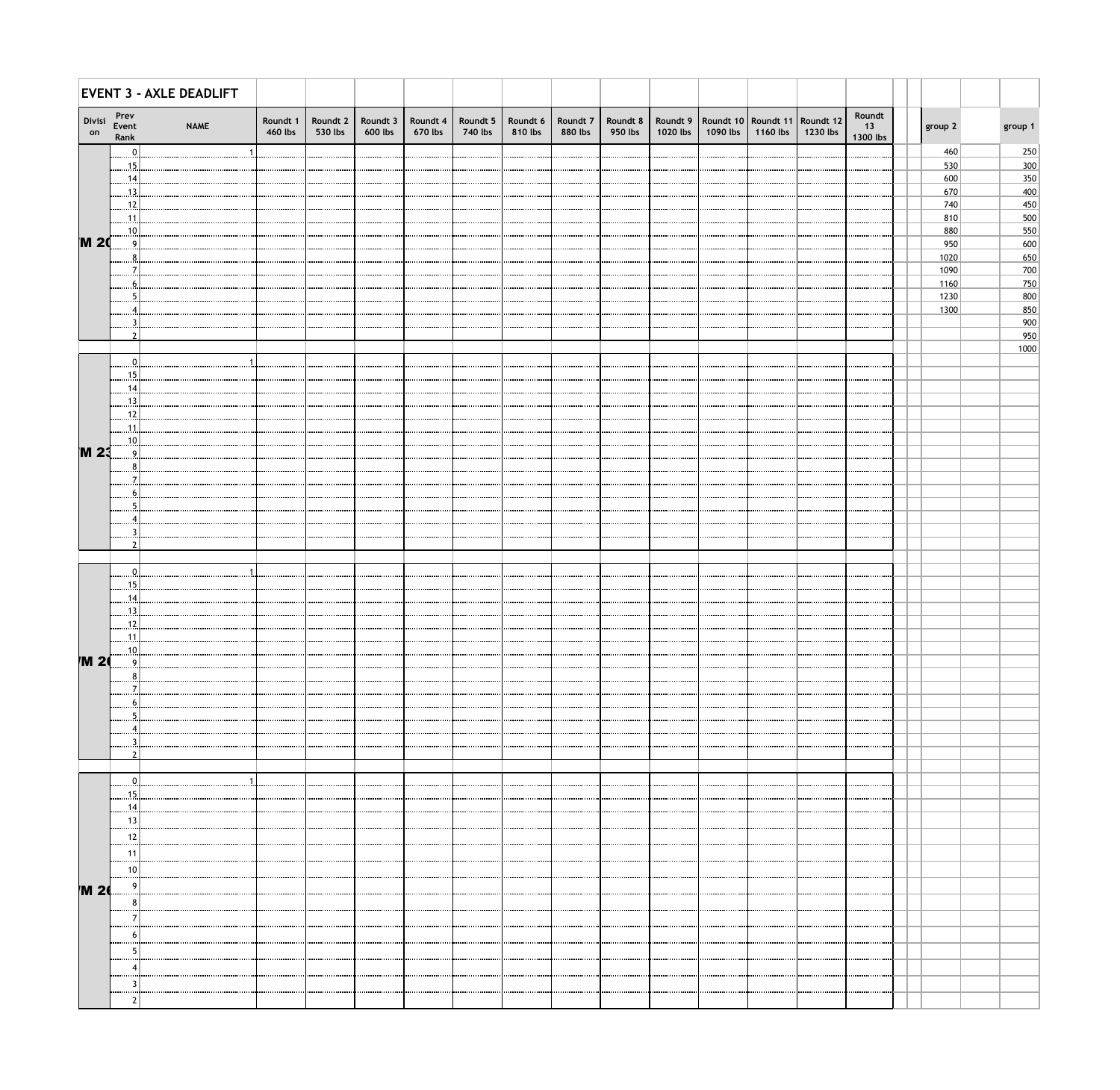## EVENT 3 - AXLE DEADLIFT

| Division | Prev Event Rank | NAME | Roundt 1 460 lbs | Roundt 2 530 lbs | Roundt 3 600 lbs | Roundt 4 670 lbs | Roundt 5 740 lbs | Roundt 6 810 lbs | Roundt 7 880 lbs | Roundt 8 950 lbs | Roundt 9 1020 lbs | Roundt 10 1090 lbs | Roundt 11 1160 lbs | Roundt 12 1230 lbs | Roundt 13 1300 lbs | group 2 | group 1 |
|---|---|---|---|---|---|---|---|---|---|---|---|---|---|---|---|---|---|
| M 20 | 0 | 1 | | | | | | | | | | | | | | 460 | 250 |
| | 15 | | | | | | | | | | | | | | | 530 | 300 |
| | 14 | | | | | | | | | | | | | | | 600 | 350 |
| | 13 | | | | | | | | | | | | | | | 670 | 400 |
| | 12 | | | | | | | | | | | | | | | 740 | 450 |
| | 11 | | | | | | | | | | | | | | | 810 | 500 |
| | 10 | | | | | | | | | | | | | | | 880 | 550 |
| | 9 | | | | | | | | | | | | | | | 950 | 600 |
| | 8 | | | | | | | | | | | | | | | 1020 | 650 |
| | 7 | | | | | | | | | | | | | | | 1090 | 700 |
| | 6 | | | | | | | | | | | | | | | 1160 | 750 |
| | 5 | | | | | | | | | | | | | | | 1230 | 800 |
| | 4 | | | | | | | | | | | | | | | 1300 | 850 |
| | 3 | | | | | | | | | | | | | | | | 900 |
| | 2 | | | | | | | | | | | | | | | | 950 |
| | | | | | | | | | | | | | | | | | 1000 |
| M 23 | 0 | 1 | | | | | | | | | | | | | | | |
| | 15 | | | | | | | | | | | | | | | | |
| | 14 | | | | | | | | | | | | | | | | |
| | 13 | | | | | | | | | | | | | | | | |
| | 12 | | | | | | | | | | | | | | | | |
| | 11 | | | | | | | | | | | | | | | | |
| | 10 | | | | | | | | | | | | | | | | |
| | 9 | | | | | | | | | | | | | | | | |
| | 8 | | | | | | | | | | | | | | | | |
| | 7 | | | | | | | | | | | | | | | | |
| | 6 | | | | | | | | | | | | | | | | |
| | 5 | | | | | | | | | | | | | | | | |
| | 4 | | | | | | | | | | | | | | | | |
| | 3 | | | | | | | | | | | | | | | | |
| | 2 | | | | | | | | | | | | | | | | |
| M 20 | 0 | 1 | | | | | | | | | | | | | | | |
| | 15 | | | | | | | | | | | | | | | | |
| | 14 | | | | | | | | | | | | | | | | |
| | 13 | | | | | | | | | | | | | | | | |
| | 12 | | | | | | | | | | | | | | | | |
| | 11 | | | | | | | | | | | | | | | | |
| | 10 | | | | | | | | | | | | | | | | |
| | 9 | | | | | | | | | | | | | | | | |
| | 8 | | | | | | | | | | | | | | | | |
| | 7 | | | | | | | | | | | | | | | | |
| | 6 | | | | | | | | | | | | | | | | |
| | 5 | | | | | | | | | | | | | | | | |
| | 4 | | | | | | | | | | | | | | | | |
| | 3 | | | | | | | | | | | | | | | | |
| | 2 | | | | | | | | | | | | | | | | |
| M 20 | 0 | 1 | | | | | | | | | | | | | | | |
| | 15 | | | | | | | | | | | | | | | | |
| | 14 | | | | | | | | | | | | | | | | |
| | 13 | | | | | | | | | | | | | | | | |
| | 12 | | | | | | | | | | | | | | | | |
| | 11 | | | | | | | | | | | | | | | | |
| | 10 | | | | | | | | | | | | | | | | |
| | 9 | | | | | | | | | | | | | | | | |
| | 8 | | | | | | | | | | | | | | | | |
| | 7 | | | | | | | | | | | | | | | | |
| | 6 | | | | | | | | | | | | | | | | |
| | 5 | | | | | | | | | | | | | | | | |
| | 4 | | | | | | | | | | | | | | | | |
| | 3 | | | | | | | | | | | | | | | | |
| | 2 | | | | | | | | | | | | | | | | |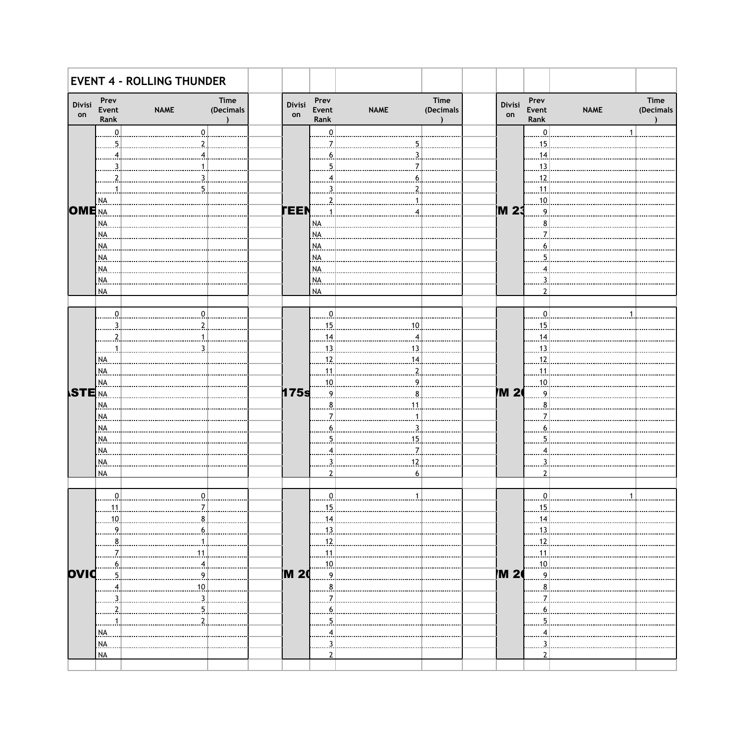# EVENT 4 - ROLLING THUNDER

| Division | Prev Event Rank | NAME | Time (Decimals) |
|---|---|---|---|
| OME | 0 | 0 | |
| | 5 | 2 | |
| | 4 | 4 | |
| | 3 | 1 | |
| | 2 | 3 | |
| | 1 | 5 | |
| | NA | | |
| | NA | | |
| | NA | | |
| | NA | | |
| | NA | | |
| | NA | | |
| | NA | | |
| | NA | | |
| | NA | | |

| Division | Prev Event Rank | NAME | Time (Decimals) |
|---|---|---|---|
| TEEN | 0 | | |
| | 7 | 5 | |
| | 6 | 3 | |
| | 5 | 7 | |
| | 4 | 6 | |
| | 3 | 2 | |
| | 2 | 1 | |
| | 1 | 4 | |
| | NA | | |
| | NA | | |
| | NA | | |
| | NA | | |
| | NA | | |
| | NA | | |
| | NA | | |

| Division | Prev Event Rank | NAME | Time (Decimals) |
|---|---|---|---|
| M 23 | 0 | 1 | |
| | 15 | | |
| | 14 | | |
| | 13 | | |
| | 12 | | |
| | 11 | | |
| | 10 | | |
| | 9 | | |
| | 8 | | |
| | 7 | | |
| | 6 | | |
| | 5 | | |
| | 4 | | |
| | 3 | | |
| | 2 | | |

| Division | Prev Event Rank | NAME | Time (Decimals) |
|---|---|---|---|
| STE | 0 | 0 | |
| | 3 | 2 | |
| | 2 | 1 | |
| | 1 | 3 | |
| | NA | | |
| | NA | | |
| | NA | | |
| | NA | | |
| | NA | | |
| | NA | | |
| | NA | | |
| | NA | | |
| | NA | | |
| | NA | | |
| | NA | | |

| Division | Prev Event Rank | NAME | Time (Decimals) |
|---|---|---|---|
| 175s | 0 | | |
| | 15 | 10 | |
| | 14 | 4 | |
| | 13 | 13 | |
| | 12 | 14 | |
| | 11 | 2 | |
| | 10 | 9 | |
| | 9 | 8 | |
| | 8 | 11 | |
| | 7 | 1 | |
| | 6 | 3 | |
| | 5 | 15 | |
| | 4 | 7 | |
| | 3 | 12 | |
| | 2 | 6 | |

| Division | Prev Event Rank | NAME | Time (Decimals) |
|---|---|---|---|
| M 2 | 0 | 1 | |
| | 15 | | |
| | 14 | | |
| | 13 | | |
| | 12 | | |
| | 11 | | |
| | 10 | | |
| | 9 | | |
| | 8 | | |
| | 7 | | |
| | 6 | | |
| | 5 | | |
| | 4 | | |
| | 3 | | |
| | 2 | | |

| Division | Prev Event Rank | NAME | Time (Decimals) |
|---|---|---|---|
| OVIC | 0 | 0 | |
| | 11 | 7 | |
| | 10 | 8 | |
| | 9 | 6 | |
| | 8 | 1 | |
| | 7 | 11 | |
| | 6 | 4 | |
| | 5 | 9 | |
| | 4 | 10 | |
| | 3 | 3 | |
| | 2 | 5 | |
| | 1 | 2 | |
| | NA | | |
| | NA | | |
| | NA | | |

| Division | Prev Event Rank | NAME | Time (Decimals) |
|---|---|---|---|
| M 2 | 0 | 1 | |
| | 15 | | |
| | 14 | | |
| | 13 | | |
| | 12 | | |
| | 11 | | |
| | 10 | | |
| | 9 | | |
| | 8 | | |
| | 7 | | |
| | 6 | | |
| | 5 | | |
| | 4 | | |
| | 3 | | |
| | 2 | | |

| Division | Prev Event Rank | NAME | Time (Decimals) |
|---|---|---|---|
| M 2 | 0 | 1 | |
| | 15 | | |
| | 14 | | |
| | 13 | | |
| | 12 | | |
| | 11 | | |
| | 10 | | |
| | 9 | | |
| | 8 | | |
| | 7 | | |
| | 6 | | |
| | 5 | | |
| | 4 | | |
| | 3 | | |
| | 2 | | |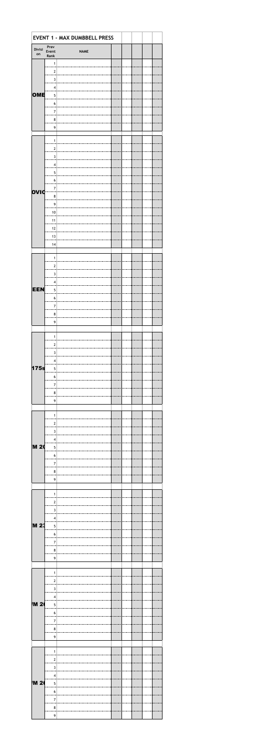| EVENT 1 - MAX DUMBBELL PRESS | | | | | | | |
|---|---|---|---|---|---|---|---|
| Division | Prev Event Rank | NAME | | | | | |
| OME | 1 | | | | | | |
| | 2 | | | | | | |
| | 3 | | | | | | |
| | 4 | | | | | | |
| | 5 | | | | | | |
| | 6 | | | | | | |
| | 7 | | | | | | |
| | 8 | | | | | | |
| | 9 | | | | | | |
| OVIC | 1 | | | | | | |
| | 2 | | | | | | |
| | 3 | | | | | | |
| | 4 | | | | | | |
| | 5 | | | | | | |
| | 6 | | | | | | |
| | 7 | | | | | | |
| | 8 | | | | | | |
| | 9 | | | | | | |
| | 10 | | | | | | |
| | 11 | | | | | | |
| | 12 | | | | | | |
| | 13 | | | | | | |
| | 14 | | | | | | |
| EEN | 1 | | | | | | |
| | 2 | | | | | | |
| | 3 | | | | | | |
| | 4 | | | | | | |
| | 5 | | | | | | |
| | 6 | | | | | | |
| | 7 | | | | | | |
| | 8 | | | | | | |
| | 9 | | | | | | |
| 175s | 1 | | | | | | |
| | 2 | | | | | | |
| | 3 | | | | | | |
| | 4 | | | | | | |
| | 5 | | | | | | |
| | 6 | | | | | | |
| | 7 | | | | | | |
| | 8 | | | | | | |
| | 9 | | | | | | |
| M 20 | 1 | | | | | | |
| | 2 | | | | | | |
| | 3 | | | | | | |
| | 4 | | | | | | |
| | 5 | | | | | | |
| | 6 | | | | | | |
| | 7 | | | | | | |
| | 8 | | | | | | |
| | 9 | | | | | | |
| M 23 | 1 | | | | | | |
| | 2 | | | | | | |
| | 3 | | | | | | |
| | 4 | | | | | | |
| | 5 | | | | | | |
| | 6 | | | | | | |
| | 7 | | | | | | |
| | 8 | | | | | | |
| | 9 | | | | | | |
| M 20 | 1 | | | | | | |
| | 2 | | | | | | |
| | 3 | | | | | | |
| | 4 | | | | | | |
| | 5 | | | | | | |
| | 6 | | | | | | |
| | 7 | | | | | | |
| | 8 | | | | | | |
| | 9 | | | | | | |
| M 20 | 1 | | | | | | |
| | 2 | | | | | | |
| | 3 | | | | | | |
| | 4 | | | | | | |
| | 5 | | | | | | |
| | 6 | | | | | | |
| | 7 | | | | | | |
| | 8 | | | | | | |
| | 9 | | | | | | |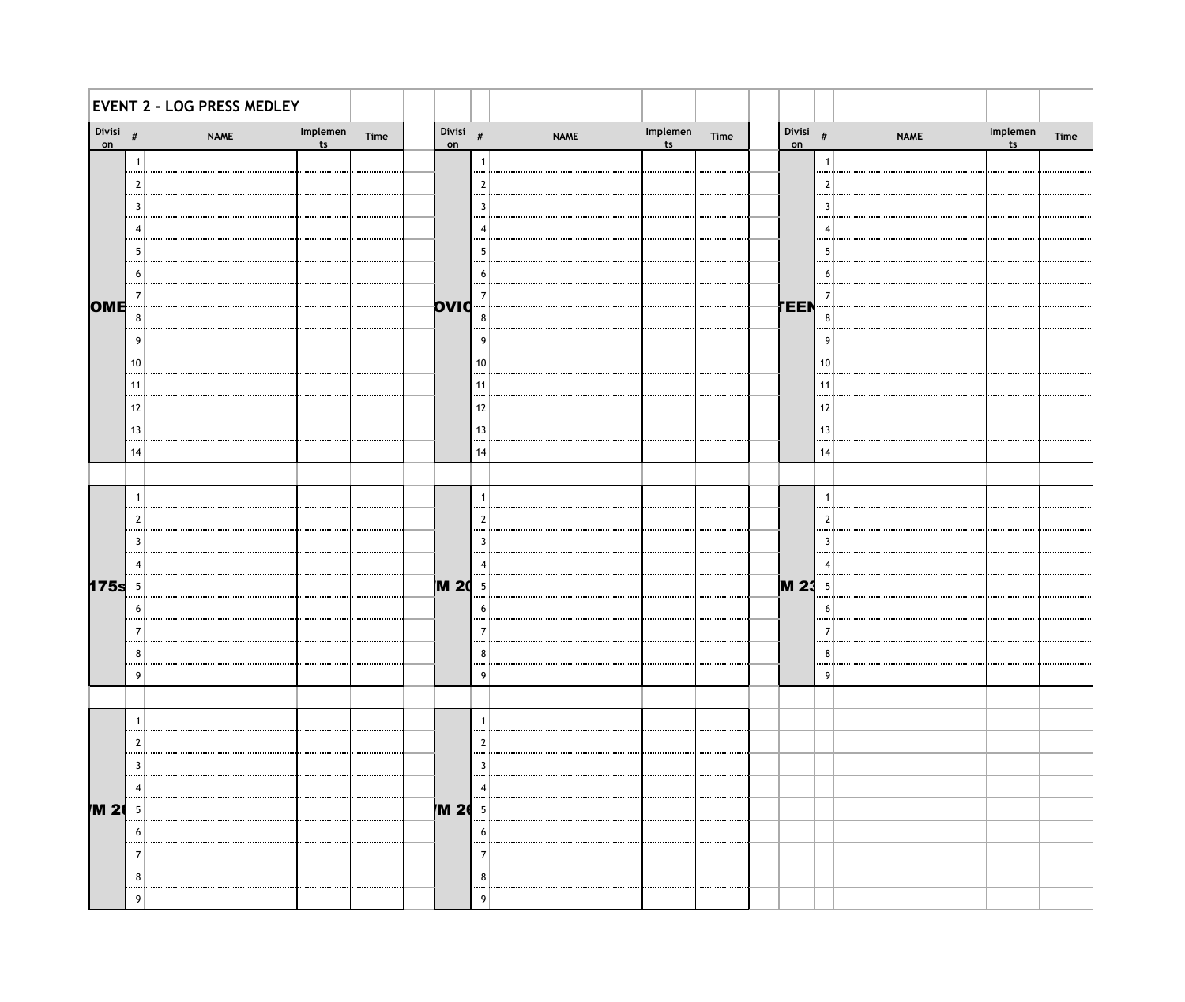## EVENT 2 - LOG PRESS MEDLEY

| Division | # | NAME | Implements | Time |
|---|---|---|---|---|
| OME | 1 | | | |
| | 2 | | | |
| | 3 | | | |
| | 4 | | | |
| | 5 | | | |
| | 6 | | | |
| | 7 | | | |
| | 8 | | | |
| | 9 | | | |
| | 10 | | | |
| | 11 | | | |
| | 12 | | | |
| | 13 | | | |
| | 14 | | | |

| Division | # | NAME | Implements | Time |
|---|---|---|---|---|
| OVIC | 1 | | | |
| | 2 | | | |
| | 3 | | | |
| | 4 | | | |
| | 5 | | | |
| | 6 | | | |
| | 7 | | | |
| | 8 | | | |
| | 9 | | | |
| | 10 | | | |
| | 11 | | | |
| | 12 | | | |
| | 13 | | | |
| | 14 | | | |

| Division | # | NAME | Implements | Time |
|---|---|---|---|---|
| TEEN | 1 | | | |
| | 2 | | | |
| | 3 | | | |
| | 4 | | | |
| | 5 | | | |
| | 6 | | | |
| | 7 | | | |
| | 8 | | | |
| | 9 | | | |
| | 10 | | | |
| | 11 | | | |
| | 12 | | | |
| | 13 | | | |
| | 14 | | | |

| Division | # | NAME | Implements | Time |
|---|---|---|---|---|
| 175s | 1 | | | |
| | 2 | | | |
| | 3 | | | |
| | 4 | | | |
| | 5 | | | |
| | 6 | | | |
| | 7 | | | |
| | 8 | | | |
| | 9 | | | |

| Division | # | NAME | Implements | Time |
|---|---|---|---|---|
| M 20 | 1 | | | |
| | 2 | | | |
| | 3 | | | |
| | 4 | | | |
| | 5 | | | |
| | 6 | | | |
| | 7 | | | |
| | 8 | | | |
| | 9 | | | |

| Division | # | NAME | Implements | Time |
|---|---|---|---|---|
| M 23 | 1 | | | |
| | 2 | | | |
| | 3 | | | |
| | 4 | | | |
| | 5 | | | |
| | 6 | | | |
| | 7 | | | |
| | 8 | | | |
| | 9 | | | |

| Division | # | NAME | Implements | Time |
|---|---|---|---|---|
| M 2( | 1 | | | |
| | 2 | | | |
| | 3 | | | |
| | 4 | | | |
| | 5 | | | |
| | 6 | | | |
| | 7 | | | |
| | 8 | | | |
| | 9 | | | |

| Division | # | NAME | Implements | Time |
|---|---|---|---|---|
| M 2( | 1 | | | |
| | 2 | | | |
| | 3 | | | |
| | 4 | | | |
| | 5 | | | |
| | 6 | | | |
| | 7 | | | |
| | 8 | | | |
| | 9 | | | |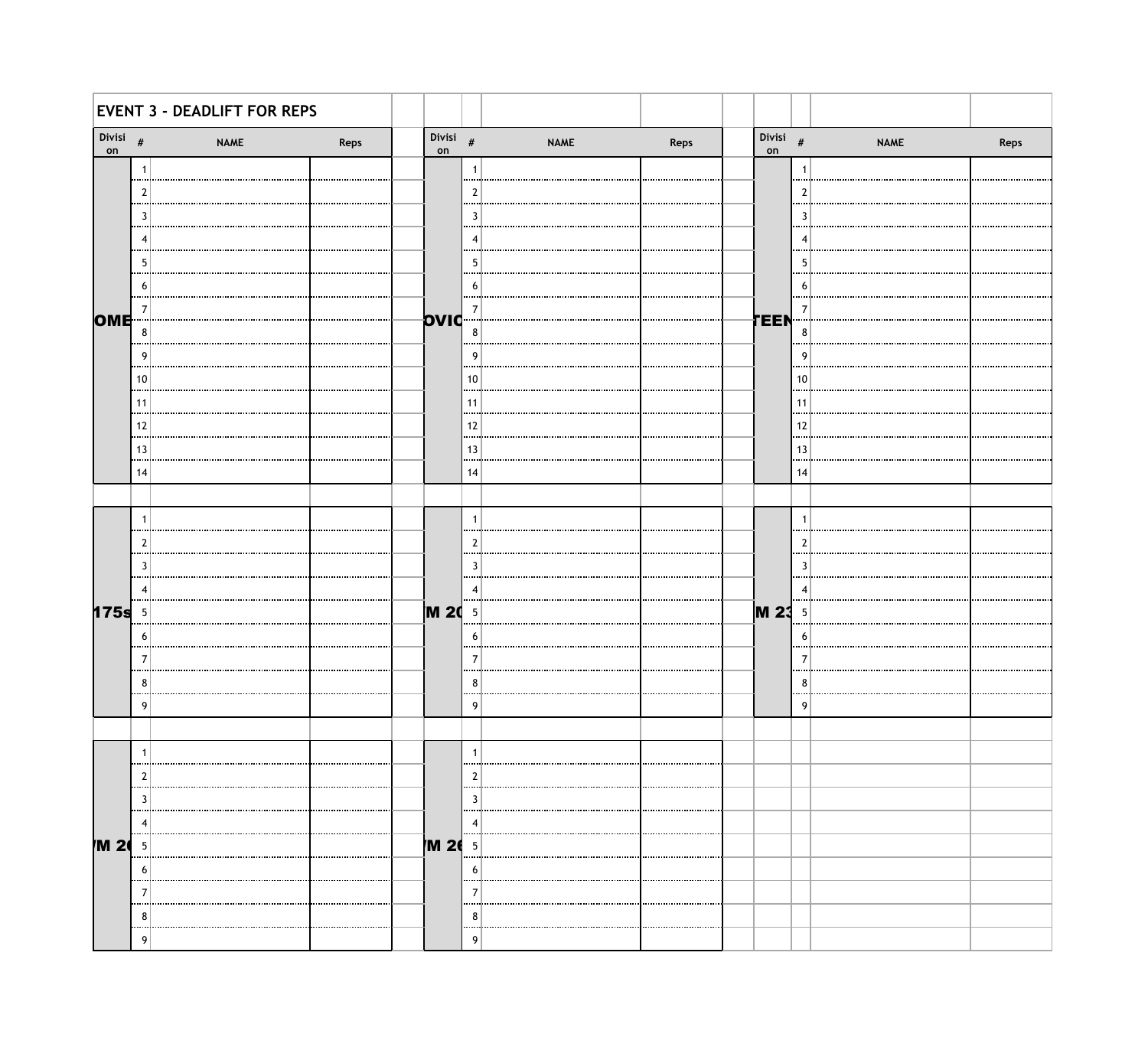# EVENT 3 - DEADLIFT FOR REPS

| Division | # | NAME | Reps |
|---|---|---|---|
| OME | 1 | | |
| | 2 | | |
| | 3 | | |
| | 4 | | |
| | 5 | | |
| | 6 | | |
| | 7 | | |
| | 8 | | |
| | 9 | | |
| | 10 | | |
| | 11 | | |
| | 12 | | |
| | 13 | | |
| | 14 | | |

| Division | # | NAME | Reps |
|---|---|---|---|
| OVIC | 1 | | |
| | 2 | | |
| | 3 | | |
| | 4 | | |
| | 5 | | |
| | 6 | | |
| | 7 | | |
| | 8 | | |
| | 9 | | |
| | 10 | | |
| | 11 | | |
| | 12 | | |
| | 13 | | |
| | 14 | | |

| Division | # | NAME | Reps |
|---|---|---|---|
| TEEN | 1 | | |
| | 2 | | |
| | 3 | | |
| | 4 | | |
| | 5 | | |
| | 6 | | |
| | 7 | | |
| | 8 | | |
| | 9 | | |
| | 10 | | |
| | 11 | | |
| | 12 | | |
| | 13 | | |
| | 14 | | |

| Division | # | NAME | Reps |
|---|---|---|---|
| 175s | 1 | | |
| | 2 | | |
| | 3 | | |
| | 4 | | |
| | 5 | | |
| | 6 | | |
| | 7 | | |
| | 8 | | |
| | 9 | | |

| Division | # | NAME | Reps |
|---|---|---|---|
| M 20 | 1 | | |
| | 2 | | |
| | 3 | | |
| | 4 | | |
| | 5 | | |
| | 6 | | |
| | 7 | | |
| | 8 | | |
| | 9 | | |

| Division | # | NAME | Reps |
|---|---|---|---|
| M 23 | 1 | | |
| | 2 | | |
| | 3 | | |
| | 4 | | |
| | 5 | | |
| | 6 | | |
| | 7 | | |
| | 8 | | |
| | 9 | | |

| Division | # | NAME | Reps |
|---|---|---|---|
| M 2( | 1 | | |
| | 2 | | |
| | 3 | | |
| | 4 | | |
| | 5 | | |
| | 6 | | |
| | 7 | | |
| | 8 | | |
| | 9 | | |

| Division | # | NAME | Reps |
|---|---|---|---|
| M 2( | 1 | | |
| | 2 | | |
| | 3 | | |
| | 4 | | |
| | 5 | | |
| | 6 | | |
| | 7 | | |
| | 8 | | |
| | 9 | | |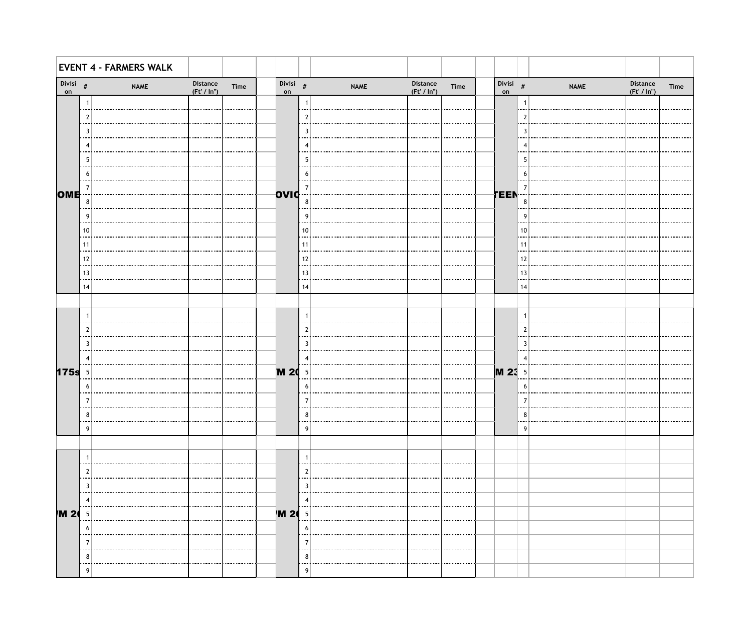## EVENT 4 - FARMERS WALK

| Division | # | NAME | Distance (Ft' / In") | Time |
|---|---|---|---|---|
| OME | 1 | | | |
| | 2 | | | |
| | 3 | | | |
| | 4 | | | |
| | 5 | | | |
| | 6 | | | |
| | 7 | | | |
| | 8 | | | |
| | 9 | | | |
| | 10 | | | |
| | 11 | | | |
| | 12 | | | |
| | 13 | | | |
| | 14 | | | |

| Division | # | NAME | Distance (Ft' / In") | Time |
|---|---|---|---|---|
| OVIC | 1 | | | |
| | 2 | | | |
| | 3 | | | |
| | 4 | | | |
| | 5 | | | |
| | 6 | | | |
| | 7 | | | |
| | 8 | | | |
| | 9 | | | |
| | 10 | | | |
| | 11 | | | |
| | 12 | | | |
| | 13 | | | |
| | 14 | | | |

| Division | # | NAME | Distance (Ft' / In") | Time |
|---|---|---|---|---|
| TEEN | 1 | | | |
| | 2 | | | |
| | 3 | | | |
| | 4 | | | |
| | 5 | | | |
| | 6 | | | |
| | 7 | | | |
| | 8 | | | |
| | 9 | | | |
| | 10 | | | |
| | 11 | | | |
| | 12 | | | |
| | 13 | | | |
| | 14 | | | |

| Division | # | NAME | Distance (Ft' / In") | Time |
|---|---|---|---|---|
| 175s | 1 | | | |
| | 2 | | | |
| | 3 | | | |
| | 4 | | | |
| | 5 | | | |
| | 6 | | | |
| | 7 | | | |
| | 8 | | | |
| | 9 | | | |

| Division | # | NAME | Distance (Ft' / In") | Time |
|---|---|---|---|---|
| M 20 | 1 | | | |
| | 2 | | | |
| | 3 | | | |
| | 4 | | | |
| | 5 | | | |
| | 6 | | | |
| | 7 | | | |
| | 8 | | | |
| | 9 | | | |

| Division | # | NAME | Distance (Ft' / In") | Time |
|---|---|---|---|---|
| M 23 | 1 | | | |
| | 2 | | | |
| | 3 | | | |
| | 4 | | | |
| | 5 | | | |
| | 6 | | | |
| | 7 | | | |
| | 8 | | | |
| | 9 | | | |

| Division | # | NAME | Distance (Ft' / In") | Time |
|---|---|---|---|---|
| M 2 | 1 | | | |
| | 2 | | | |
| | 3 | | | |
| | 4 | | | |
| | 5 | | | |
| | 6 | | | |
| | 7 | | | |
| | 8 | | | |
| | 9 | | | |

| Division | # | NAME | Distance (Ft' / In") | Time |
|---|---|---|---|---|
| M 2 | 1 | | | |
| | 2 | | | |
| | 3 | | | |
| | 4 | | | |
| | 5 | | | |
| | 6 | | | |
| | 7 | | | |
| | 8 | | | |
| | 9 | | | |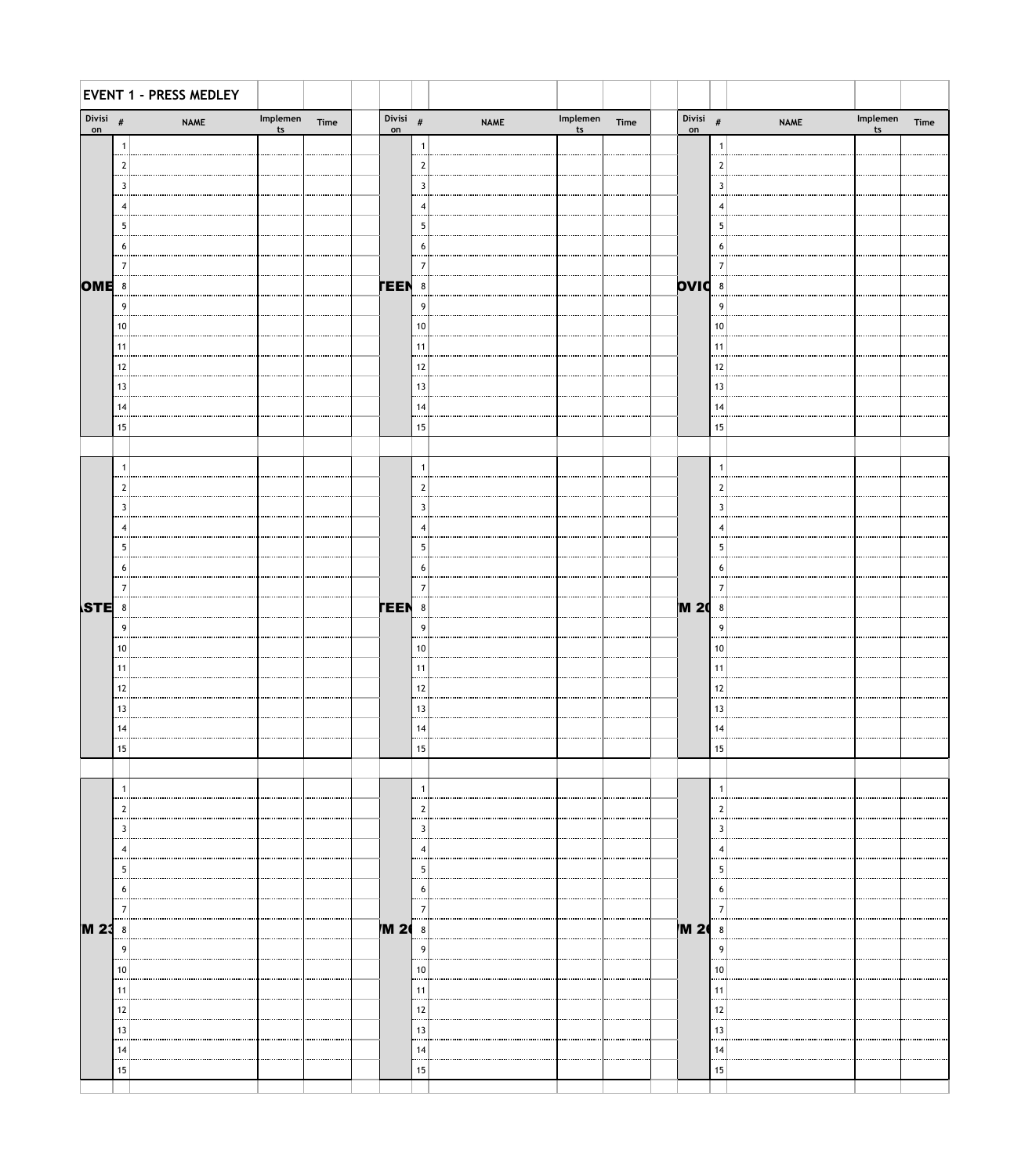## EVENT 1 - PRESS MEDLEY

| Division | # | NAME | Implements | Time |
|---|---|---|---|---|
| OME | 1 | | | |
| | 2 | | | |
| | 3 | | | |
| | 4 | | | |
| | 5 | | | |
| | 6 | | | |
| | 7 | | | |
| | 8 | | | |
| | 9 | | | |
| | 10 | | | |
| | 11 | | | |
| | 12 | | | |
| | 13 | | | |
| | 14 | | | |
| | 15 | | | |

| Division | # | NAME | Implements | Time |
|---|---|---|---|---|
| TEEN | 1 | | | |
| | 2 | | | |
| | 3 | | | |
| | 4 | | | |
| | 5 | | | |
| | 6 | | | |
| | 7 | | | |
| | 8 | | | |
| | 9 | | | |
| | 10 | | | |
| | 11 | | | |
| | 12 | | | |
| | 13 | | | |
| | 14 | | | |
| | 15 | | | |

| Division | # | NAME | Implements | Time |
|---|---|---|---|---|
| OVIC | 1 | | | |
| | 2 | | | |
| | 3 | | | |
| | 4 | | | |
| | 5 | | | |
| | 6 | | | |
| | 7 | | | |
| | 8 | | | |
| | 9 | | | |
| | 10 | | | |
| | 11 | | | |
| | 12 | | | |
| | 13 | | | |
| | 14 | | | |
| | 15 | | | |

| Division | # | NAME | Implements | Time |
|---|---|---|---|---|
| ASTE | 1 | | | |
| | 2 | | | |
| | 3 | | | |
| | 4 | | | |
| | 5 | | | |
| | 6 | | | |
| | 7 | | | |
| | 8 | | | |
| | 9 | | | |
| | 10 | | | |
| | 11 | | | |
| | 12 | | | |
| | 13 | | | |
| | 14 | | | |
| | 15 | | | |

| Division | # | NAME | Implements | Time |
|---|---|---|---|---|
| TEEN | 1 | | | |
| | 2 | | | |
| | 3 | | | |
| | 4 | | | |
| | 5 | | | |
| | 6 | | | |
| | 7 | | | |
| | 8 | | | |
| | 9 | | | |
| | 10 | | | |
| | 11 | | | |
| | 12 | | | |
| | 13 | | | |
| | 14 | | | |
| | 15 | | | |

| Division | # | NAME | Implements | Time |
|---|---|---|---|---|
| M 2( | 1 | | | |
| | 2 | | | |
| | 3 | | | |
| | 4 | | | |
| | 5 | | | |
| | 6 | | | |
| | 7 | | | |
| | 8 | | | |
| | 9 | | | |
| | 10 | | | |
| | 11 | | | |
| | 12 | | | |
| | 13 | | | |
| | 14 | | | |
| | 15 | | | |

| Division | # | NAME | Implements | Time |
|---|---|---|---|---|
| M 23 | 1 | | | |
| | 2 | | | |
| | 3 | | | |
| | 4 | | | |
| | 5 | | | |
| | 6 | | | |
| | 7 | | | |
| | 8 | | | |
| | 9 | | | |
| | 10 | | | |
| | 11 | | | |
| | 12 | | | |
| | 13 | | | |
| | 14 | | | |
| | 15 | | | |

| Division | # | NAME | Implements | Time |
|---|---|---|---|---|
| M 2( | 1 | | | |
| | 2 | | | |
| | 3 | | | |
| | 4 | | | |
| | 5 | | | |
| | 6 | | | |
| | 7 | | | |
| | 8 | | | |
| | 9 | | | |
| | 10 | | | |
| | 11 | | | |
| | 12 | | | |
| | 13 | | | |
| | 14 | | | |
| | 15 | | | |

| Division | # | NAME | Implements | Time |
|---|---|---|---|---|
| M 2( | 1 | | | |
| | 2 | | | |
| | 3 | | | |
| | 4 | | | |
| | 5 | | | |
| | 6 | | | |
| | 7 | | | |
| | 8 | | | |
| | 9 | | | |
| | 10 | | | |
| | 11 | | | |
| | 12 | | | |
| | 13 | | | |
| | 14 | | | |
| | 15 | | | |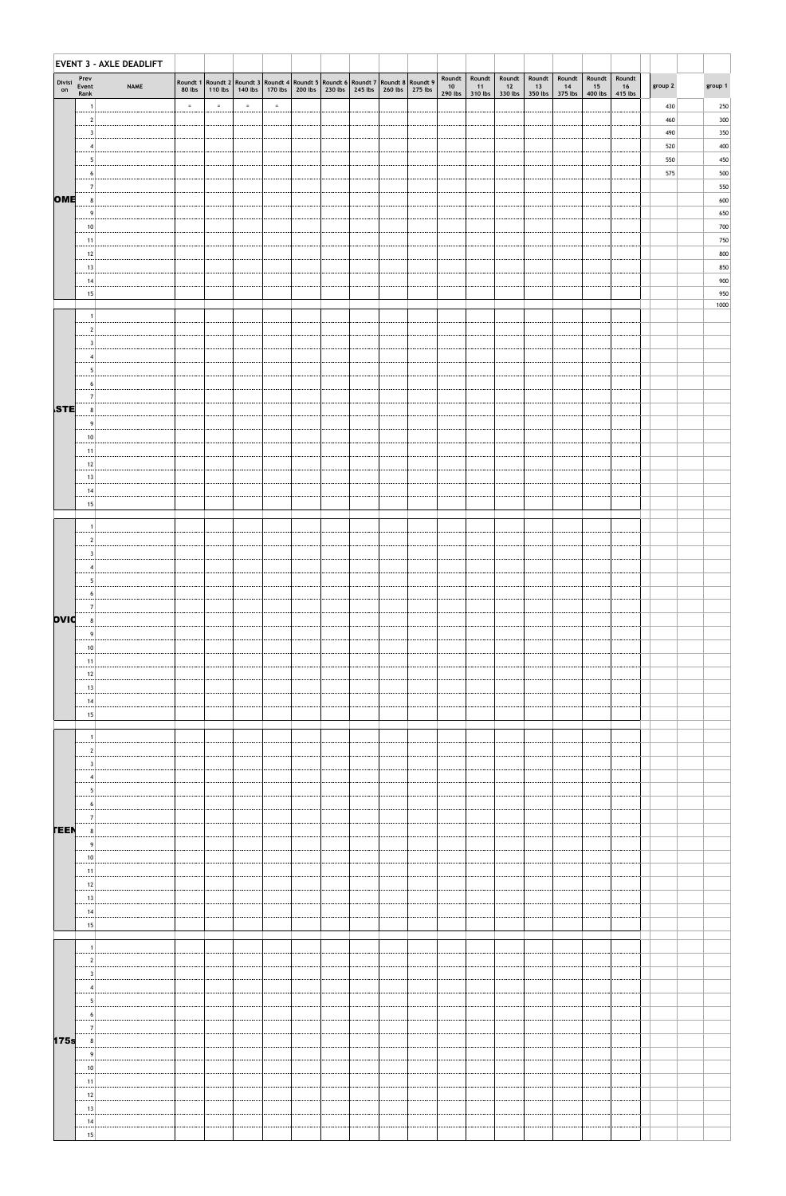# EVENT 3 - AXLE DEADLIFT

| Division | Prev Event Rank | NAME | Roundt 1 80 lbs | Roundt 2 110 lbs | Roundt 3 140 lbs | Roundt 4 170 lbs | Roundt 5 200 lbs | Roundt 6 230 lbs | Roundt 7 245 lbs | Roundt 8 260 lbs | Roundt 9 275 lbs | Roundt 10 290 lbs | Roundt 11 310 lbs | Roundt 12 330 lbs | Roundt 13 350 lbs | Roundt 14 375 lbs | Roundt 15 400 lbs | Roundt 16 415 lbs | group 2 | group 1 |
|---|---|---|---|---|---|---|---|---|---|---|---|---|---|---|---|---|---|---|---|---|
| OME | 1 | | = | = | = | = | | | | | | | | | | | | | 430 | 250 |
| | 2 | | | | | | | | | | | | | | | | | | 460 | 300 |
| | 3 | | | | | | | | | | | | | | | | | | 490 | 350 |
| | 4 | | | | | | | | | | | | | | | | | | 520 | 400 |
| | 5 | | | | | | | | | | | | | | | | | | 550 | 450 |
| | 6 | | | | | | | | | | | | | | | | | | 575 | 500 |
| | 7 | | | | | | | | | | | | | | | | | | | 550 |
| | 8 | | | | | | | | | | | | | | | | | | | 600 |
| | 9 | | | | | | | | | | | | | | | | | | | 650 |
| | 10 | | | | | | | | | | | | | | | | | | | 700 |
| | 11 | | | | | | | | | | | | | | | | | | | 750 |
| | 12 | | | | | | | | | | | | | | | | | | | 800 |
| | 13 | | | | | | | | | | | | | | | | | | | 850 |
| | 14 | | | | | | | | | | | | | | | | | | | 900 |
| | 15 | | | | | | | | | | | | | | | | | | | 950 |
| | | | | | | | | | | | | | | | | | | | | 1000 |
| STE | 1 | | | | | | | | | | | | | | | | | | | |
| | 2 | | | | | | | | | | | | | | | | | | | |
| | 3 | | | | | | | | | | | | | | | | | | | |
| | 4 | | | | | | | | | | | | | | | | | | | |
| | 5 | | | | | | | | | | | | | | | | | | | |
| | 6 | | | | | | | | | | | | | | | | | | | |
| | 7 | | | | | | | | | | | | | | | | | | | |
| | 8 | | | | | | | | | | | | | | | | | | | |
| | 9 | | | | | | | | | | | | | | | | | | | |
| | 10 | | | | | | | | | | | | | | | | | | | |
| | 11 | | | | | | | | | | | | | | | | | | | |
| | 12 | | | | | | | | | | | | | | | | | | | |
| | 13 | | | | | | | | | | | | | | | | | | | |
| | 14 | | | | | | | | | | | | | | | | | | | |
| | 15 | | | | | | | | | | | | | | | | | | | |
| OVIC | 1 | | | | | | | | | | | | | | | | | | | |
| | 2 | | | | | | | | | | | | | | | | | | | |
| | 3 | | | | | | | | | | | | | | | | | | | |
| | 4 | | | | | | | | | | | | | | | | | | | |
| | 5 | | | | | | | | | | | | | | | | | | | |
| | 6 | | | | | | | | | | | | | | | | | | | |
| | 7 | | | | | | | | | | | | | | | | | | | |
| | 8 | | | | | | | | | | | | | | | | | | | |
| | 9 | | | | | | | | | | | | | | | | | | | |
| | 10 | | | | | | | | | | | | | | | | | | | |
| | 11 | | | | | | | | | | | | | | | | | | | |
| | 12 | | | | | | | | | | | | | | | | | | | |
| | 13 | | | | | | | | | | | | | | | | | | | |
| | 14 | | | | | | | | | | | | | | | | | | | |
| | 15 | | | | | | | | | | | | | | | | | | | |
| TEEN | 1 | | | | | | | | | | | | | | | | | | | |
| | 2 | | | | | | | | | | | | | | | | | | | |
| | 3 | | | | | | | | | | | | | | | | | | | |
| | 4 | | | | | | | | | | | | | | | | | | | |
| | 5 | | | | | | | | | | | | | | | | | | | |
| | 6 | | | | | | | | | | | | | | | | | | | |
| | 7 | | | | | | | | | | | | | | | | | | | |
| | 8 | | | | | | | | | | | | | | | | | | | |
| | 9 | | | | | | | | | | | | | | | | | | | |
| | 10 | | | | | | | | | | | | | | | | | | | |
| | 11 | | | | | | | | | | | | | | | | | | | |
| | 12 | | | | | | | | | | | | | | | | | | | |
| | 13 | | | | | | | | | | | | | | | | | | | |
| | 14 | | | | | | | | | | | | | | | | | | | |
| | 15 | | | | | | | | | | | | | | | | | | | |
| 175s | 1 | | | | | | | | | | | | | | | | | | | |
| | 2 | | | | | | | | | | | | | | | | | | | |
| | 3 | | | | | | | | | | | | | | | | | | | |
| | 4 | | | | | | | | | | | | | | | | | | | |
| | 5 | | | | | | | | | | | | | | | | | | | |
| | 6 | | | | | | | | | | | | | | | | | | | |
| | 7 | | | | | | | | | | | | | | | | | | | |
| | 8 | | | | | | | | | | | | | | | | | | | |
| | 9 | | | | | | | | | | | | | | | | | | | |
| | 10 | | | | | | | | | | | | | | | | | | | |
| | 11 | | | | | | | | | | | | | | | | | | | |
| | 12 | | | | | | | | | | | | | | | | | | | |
| | 13 | | | | | | | | | | | | | | | | | | | |
| | 14 | | | | | | | | | | | | | | | | | | | |
| | 15 | | | | | | | | | | | | | | | | | | | |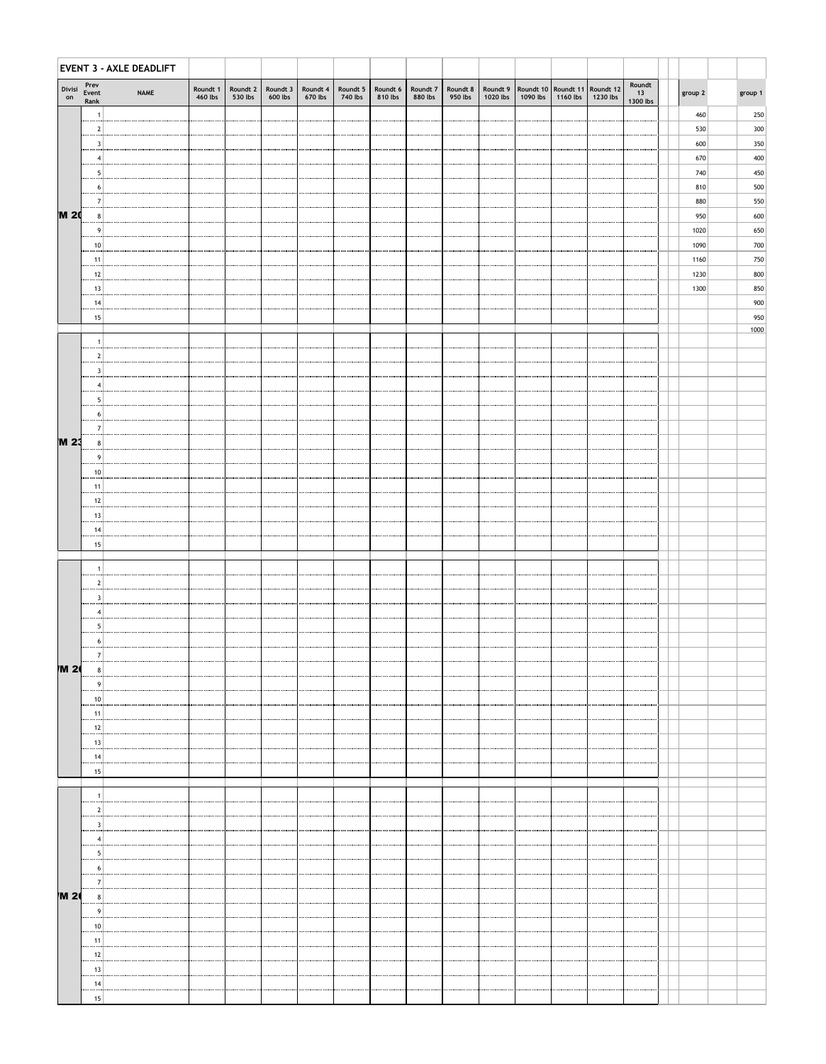## EVENT 3 - AXLE DEADLIFT

| Division | Prev Event Rank | NAME | Roundt 1 460 lbs | Roundt 2 530 lbs | Roundt 3 600 lbs | Roundt 4 670 lbs | Roundt 5 740 lbs | Roundt 6 810 lbs | Roundt 7 880 lbs | Roundt 8 950 lbs | Roundt 9 1020 lbs | Roundt 10 1090 lbs | Roundt 11 1160 lbs | Roundt 12 1230 lbs | Roundt 13 1300 lbs | | group 2 | | group 1 |
|---|---|---|---|---|---|---|---|---|---|---|---|---|---|---|---|---|---|---|---|
| M 20 | 1 | | | | | | | | | | | | | | | | 460 | | 250 |
| | 2 | | | | | | | | | | | | | | | | 530 | | 300 |
| | 3 | | | | | | | | | | | | | | | | 600 | | 350 |
| | 4 | | | | | | | | | | | | | | | | 670 | | 400 |
| | 5 | | | | | | | | | | | | | | | | 740 | | 450 |
| | 6 | | | | | | | | | | | | | | | | 810 | | 500 |
| | 7 | | | | | | | | | | | | | | | | 880 | | 550 |
| | 8 | | | | | | | | | | | | | | | | 950 | | 600 |
| | 9 | | | | | | | | | | | | | | | | 1020 | | 650 |
| | 10 | | | | | | | | | | | | | | | | 1090 | | 700 |
| | 11 | | | | | | | | | | | | | | | | 1160 | | 750 |
| | 12 | | | | | | | | | | | | | | | | 1230 | | 800 |
| | 13 | | | | | | | | | | | | | | | | 1300 | | 850 |
| | 14 | | | | | | | | | | | | | | | | | | 900 |
| | 15 | | | | | | | | | | | | | | | | | | 950 |
| | | | | | | | | | | | | | | | | | | | 1000 |
| M 23 | 1 | | | | | | | | | | | | | | | | | | |
| | 2 | | | | | | | | | | | | | | | | | | |
| | 3 | | | | | | | | | | | | | | | | | | |
| | 4 | | | | | | | | | | | | | | | | | | |
| | 5 | | | | | | | | | | | | | | | | | | |
| | 6 | | | | | | | | | | | | | | | | | | |
| | 7 | | | | | | | | | | | | | | | | | | |
| | 8 | | | | | | | | | | | | | | | | | | |
| | 9 | | | | | | | | | | | | | | | | | | |
| | 10 | | | | | | | | | | | | | | | | | | |
| | 11 | | | | | | | | | | | | | | | | | | |
| | 12 | | | | | | | | | | | | | | | | | | |
| | 13 | | | | | | | | | | | | | | | | | | |
| | 14 | | | | | | | | | | | | | | | | | | |
| | 15 | | | | | | | | | | | | | | | | | | |
| M 2( | 1 | | | | | | | | | | | | | | | | | | |
| | 2 | | | | | | | | | | | | | | | | | | |
| | 3 | | | | | | | | | | | | | | | | | | |
| | 4 | | | | | | | | | | | | | | | | | | |
| | 5 | | | | | | | | | | | | | | | | | | |
| | 6 | | | | | | | | | | | | | | | | | | |
| | 7 | | | | | | | | | | | | | | | | | | |
| | 8 | | | | | | | | | | | | | | | | | | |
| | 9 | | | | | | | | | | | | | | | | | | |
| | 10 | | | | | | | | | | | | | | | | | | |
| | 11 | | | | | | | | | | | | | | | | | | |
| | 12 | | | | | | | | | | | | | | | | | | |
| | 13 | | | | | | | | | | | | | | | | | | |
| | 14 | | | | | | | | | | | | | | | | | | |
| | 15 | | | | | | | | | | | | | | | | | | |
| M 2( | 1 | | | | | | | | | | | | | | | | | | |
| | 2 | | | | | | | | | | | | | | | | | | |
| | 3 | | | | | | | | | | | | | | | | | | |
| | 4 | | | | | | | | | | | | | | | | | | |
| | 5 | | | | | | | | | | | | | | | | | | |
| | 6 | | | | | | | | | | | | | | | | | | |
| | 7 | | | | | | | | | | | | | | | | | | |
| | 8 | | | | | | | | | | | | | | | | | | |
| | 9 | | | | | | | | | | | | | | | | | | |
| | 10 | | | | | | | | | | | | | | | | | | |
| | 11 | | | | | | | | | | | | | | | | | | |
| | 12 | | | | | | | | | | | | | | | | | | |
| | 13 | | | | | | | | | | | | | | | | | | |
| | 14 | | | | | | | | | | | | | | | | | | |
| | 15 | | | | | | | | | | | | | | | | | | |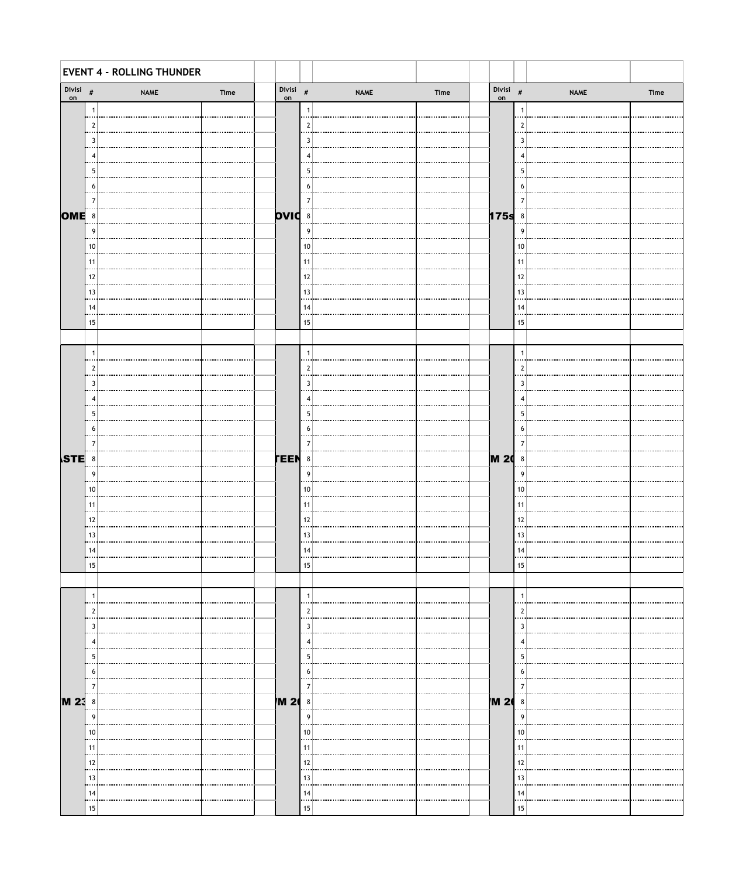# EVENT 4 - ROLLING THUNDER

| Division | # | NAME | Time |
|---|---|---|---|
| OME | 1 | | |
| | 2 | | |
| | 3 | | |
| | 4 | | |
| | 5 | | |
| | 6 | | |
| | 7 | | |
| | 8 | | |
| | 9 | | |
| | 10 | | |
| | 11 | | |
| | 12 | | |
| | 13 | | |
| | 14 | | |
| | 15 | | |

| Division | # | NAME | Time |
|---|---|---|---|
| OVIC | 1 | | |
| | 2 | | |
| | 3 | | |
| | 4 | | |
| | 5 | | |
| | 6 | | |
| | 7 | | |
| | 8 | | |
| | 9 | | |
| | 10 | | |
| | 11 | | |
| | 12 | | |
| | 13 | | |
| | 14 | | |
| | 15 | | |

| Division | # | NAME | Time |
|---|---|---|---|
| 175s | 1 | | |
| | 2 | | |
| | 3 | | |
| | 4 | | |
| | 5 | | |
| | 6 | | |
| | 7 | | |
| | 8 | | |
| | 9 | | |
| | 10 | | |
| | 11 | | |
| | 12 | | |
| | 13 | | |
| | 14 | | |
| | 15 | | |

| Division | # | NAME | Time |
|---|---|---|---|
| ASTE | 1 | | |
| | 2 | | |
| | 3 | | |
| | 4 | | |
| | 5 | | |
| | 6 | | |
| | 7 | | |
| | 8 | | |
| | 9 | | |
| | 10 | | |
| | 11 | | |
| | 12 | | |
| | 13 | | |
| | 14 | | |
| | 15 | | |

| Division | # | NAME | Time |
|---|---|---|---|
| TEEN | 1 | | |
| | 2 | | |
| | 3 | | |
| | 4 | | |
| | 5 | | |
| | 6 | | |
| | 7 | | |
| | 8 | | |
| | 9 | | |
| | 10 | | |
| | 11 | | |
| | 12 | | |
| | 13 | | |
| | 14 | | |
| | 15 | | |

| Division | # | NAME | Time |
|---|---|---|---|
| M 20 | 1 | | |
| | 2 | | |
| | 3 | | |
| | 4 | | |
| | 5 | | |
| | 6 | | |
| | 7 | | |
| | 8 | | |
| | 9 | | |
| | 10 | | |
| | 11 | | |
| | 12 | | |
| | 13 | | |
| | 14 | | |
| | 15 | | |

| Division | # | NAME | Time |
|---|---|---|---|
| M 23 | 1 | | |
| | 2 | | |
| | 3 | | |
| | 4 | | |
| | 5 | | |
| | 6 | | |
| | 7 | | |
| | 8 | | |
| | 9 | | |
| | 10 | | |
| | 11 | | |
| | 12 | | |
| | 13 | | |
| | 14 | | |
| | 15 | | |

| Division | # | NAME | Time |
|---|---|---|---|
| M 2 | 1 | | |
| | 2 | | |
| | 3 | | |
| | 4 | | |
| | 5 | | |
| | 6 | | |
| | 7 | | |
| | 8 | | |
| | 9 | | |
| | 10 | | |
| | 11 | | |
| | 12 | | |
| | 13 | | |
| | 14 | | |
| | 15 | | |

| Division | # | NAME | Time |
|---|---|---|---|
| M 2 | 1 | | |
| | 2 | | |
| | 3 | | |
| | 4 | | |
| | 5 | | |
| | 6 | | |
| | 7 | | |
| | 8 | | |
| | 9 | | |
| | 10 | | |
| | 11 | | |
| | 12 | | |
| | 13 | | |
| | 14 | | |
| | 15 | | |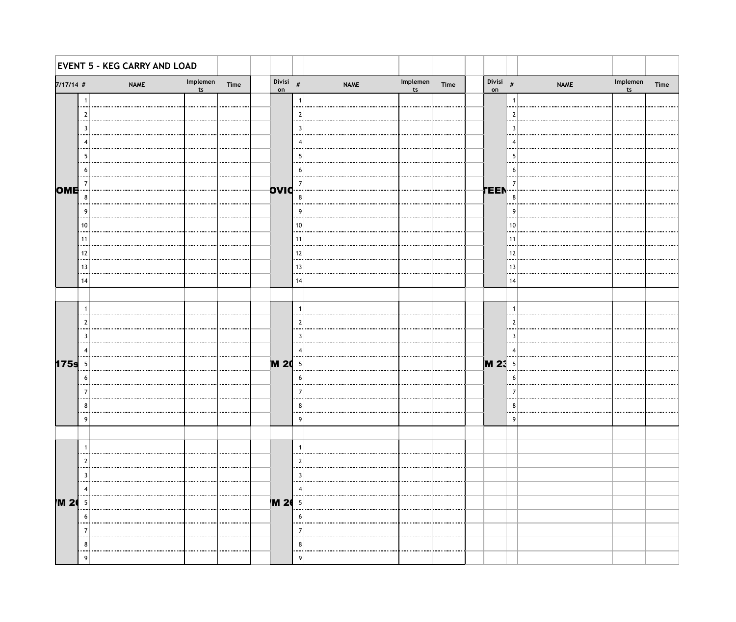# EVENT 5 - KEG CARRY AND LOAD

| 7/17/14 | # | NAME | Implements | Time |
|---|---|---|---|---|
| OME | 1 | | | |
| | 2 | | | |
| | 3 | | | |
| | 4 | | | |
| | 5 | | | |
| | 6 | | | |
| | 7 | | | |
| | 8 | | | |
| | 9 | | | |
| | 10 | | | |
| | 11 | | | |
| | 12 | | | |
| | 13 | | | |
| | 14 | | | |

| Division | # | NAME | Implements | Time |
|---|---|---|---|---|
| OVIC | 1 | | | |
| | 2 | | | |
| | 3 | | | |
| | 4 | | | |
| | 5 | | | |
| | 6 | | | |
| | 7 | | | |
| | 8 | | | |
| | 9 | | | |
| | 10 | | | |
| | 11 | | | |
| | 12 | | | |
| | 13 | | | |
| | 14 | | | |

| Division | # | NAME | Implements | Time |
|---|---|---|---|---|
| TEEN | 1 | | | |
| | 2 | | | |
| | 3 | | | |
| | 4 | | | |
| | 5 | | | |
| | 6 | | | |
| | 7 | | | |
| | 8 | | | |
| | 9 | | | |
| | 10 | | | |
| | 11 | | | |
| | 12 | | | |
| | 13 | | | |
| | 14 | | | |

| Division | # | NAME | Implements | Time |
|---|---|---|---|---|
| 175s | 1 | | | |
| | 2 | | | |
| | 3 | | | |
| | 4 | | | |
| | 5 | | | |
| | 6 | | | |
| | 7 | | | |
| | 8 | | | |
| | 9 | | | |

| Division | # | NAME | Implements | Time |
|---|---|---|---|---|
| M 20 | 1 | | | |
| | 2 | | | |
| | 3 | | | |
| | 4 | | | |
| | 5 | | | |
| | 6 | | | |
| | 7 | | | |
| | 8 | | | |
| | 9 | | | |

| Division | # | NAME | Implements | Time |
|---|---|---|---|---|
| M 23 | 1 | | | |
| | 2 | | | |
| | 3 | | | |
| | 4 | | | |
| | 5 | | | |
| | 6 | | | |
| | 7 | | | |
| | 8 | | | |
| | 9 | | | |

| Division | # | NAME | Implements | Time |
|---|---|---|---|---|
| M 2 | 1 | | | |
| | 2 | | | |
| | 3 | | | |
| | 4 | | | |
| | 5 | | | |
| | 6 | | | |
| | 7 | | | |
| | 8 | | | |
| | 9 | | | |

| Division | # | NAME | Implements | Time |
|---|---|---|---|---|
| M 2 | 1 | | | |
| | 2 | | | |
| | 3 | | | |
| | 4 | | | |
| | 5 | | | |
| | 6 | | | |
| | 7 | | | |
| | 8 | | | |
| | 9 | | | |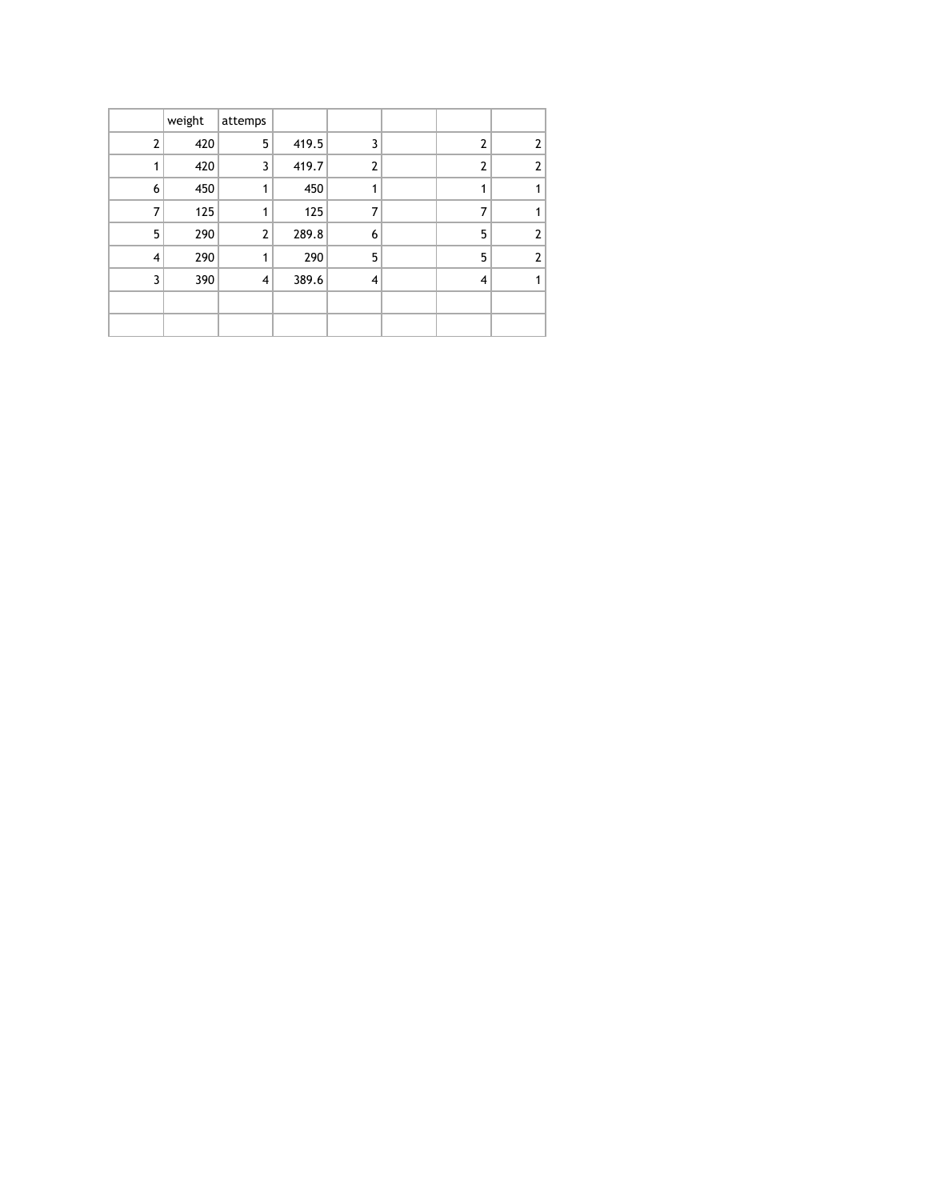| | weight | attemps | | | | | |
|---|---|---|---|---|---|---|---|
| 2 | 420 | 5 | 419.5 | 3 | | 2 | 2 |
| 1 | 420 | 3 | 419.7 | 2 | | 2 | 2 |
| 6 | 450 | 1 | 450 | 1 | | 1 | 1 |
| 7 | 125 | 1 | 125 | 7 | | 7 | 1 |
| 5 | 290 | 2 | 289.8 | 6 | | 5 | 2 |
| 4 | 290 | 1 | 290 | 5 | | 5 | 2 |
| 3 | 390 | 4 | 389.6 | 4 | | 4 | 1 |
| | | | | | | | |
| | | | | | | | |